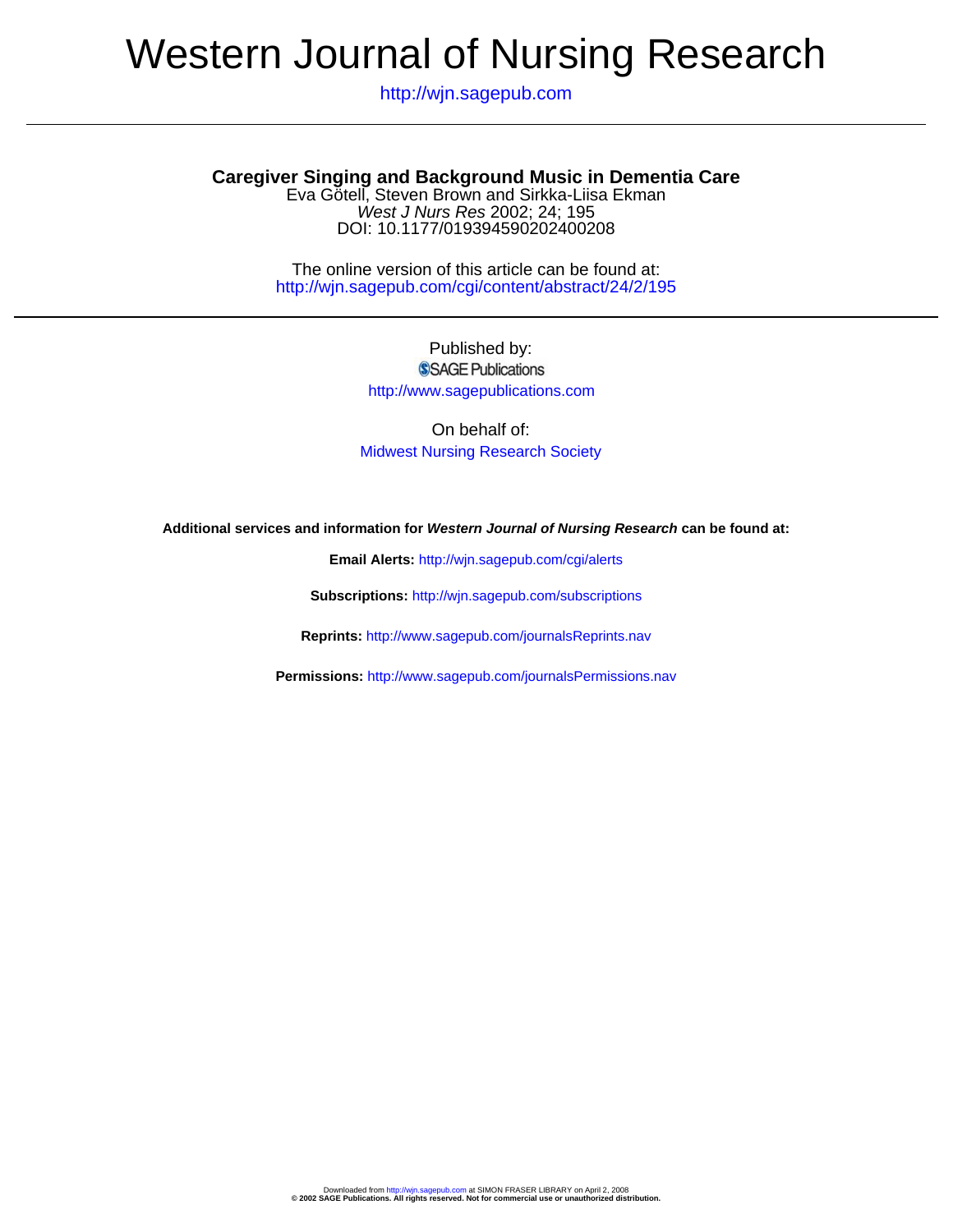# Western Journal of Nursing Research

http://wjn.sagepub.com

## Caregiver Singing and Background Music in Dementia Care

Eva Götell, Steven Brown and Sirkka-Liisa Ekman

*West J Nurs Res* 2002; 24; 195

DOI: 10.1177/019394590202400208

The online version of this article can be found at:
http://wjn.sagepub.com/cgi/content/abstract/24/2/195

Published by:
SAGE Publications
http://www.sagepublications.com

On behalf of:
Midwest Nursing Research Society

**Additional services and information for *Western Journal of Nursing Research* can be found at:**

**Email Alerts:** http://wjn.sagepub.com/cgi/alerts

**Subscriptions:** http://wjn.sagepub.com/subscriptions

**Reprints:** http://www.sagepub.com/journalsReprints.nav

**Permissions:** http://www.sagepub.com/journalsPermissions.nav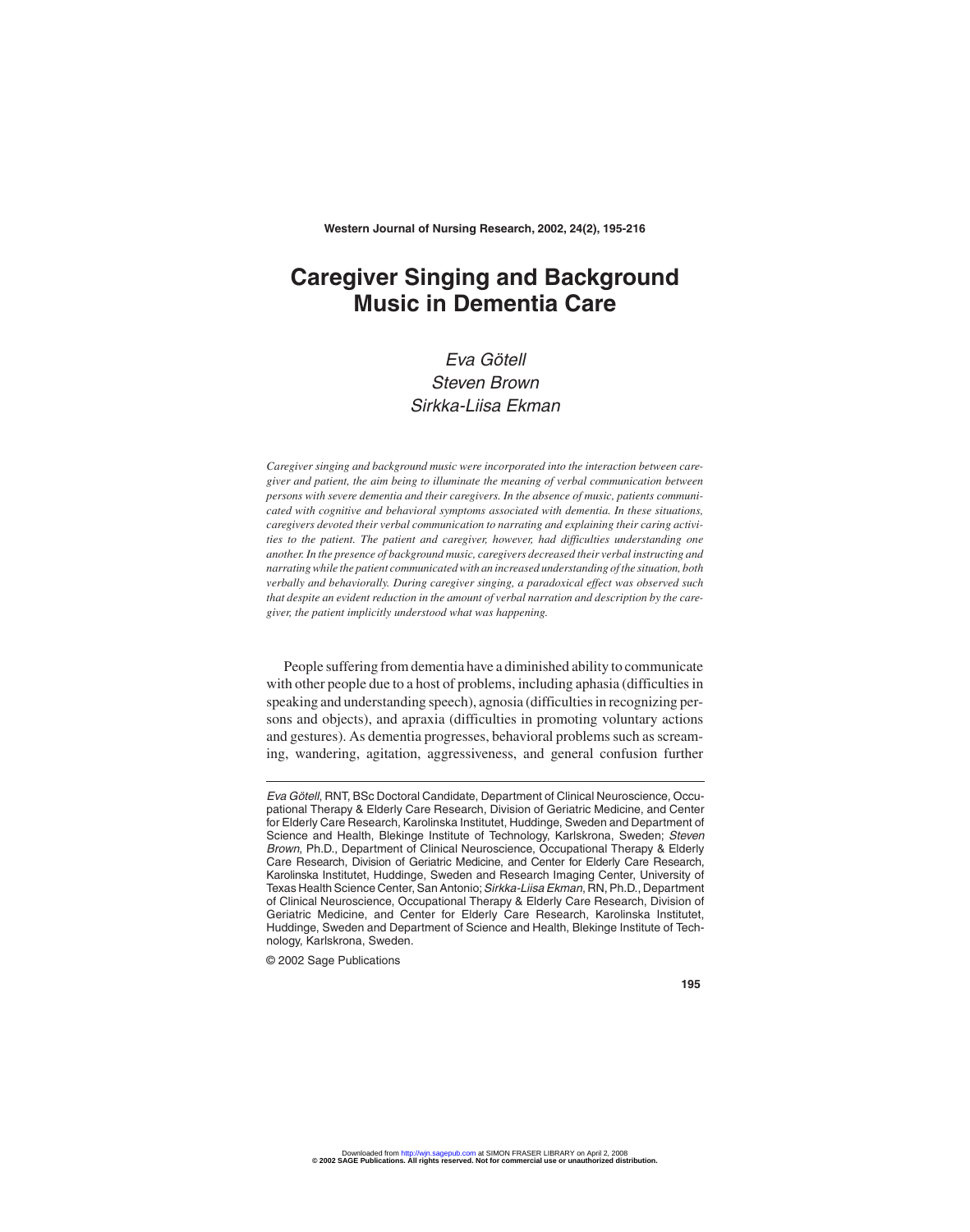# Caregiver Singing and Background Music in Dementia Care

*Eva Götell*
*Steven Brown*
*Sirkka-Liisa Ekman*

*Caregiver singing and background music were incorporated into the interaction between caregiver and patient, the aim being to illuminate the meaning of verbal communication between persons with severe dementia and their caregivers. In the absence of music, patients communicated with cognitive and behavioral symptoms associated with dementia. In these situations, caregivers devoted their verbal communication to narrating and explaining their caring activities to the patient. The patient and caregiver, however, had difficulties understanding one another. In the presence of background music, caregivers decreased their verbal instructing and narrating while the patient communicated with an increased understanding of the situation, both verbally and behaviorally. During caregiver singing, a paradoxical effect was observed such that despite an evident reduction in the amount of verbal narration and description by the caregiver, the patient implicitly understood what was happening.*

People suffering from dementia have a diminished ability to communicate with other people due to a host of problems, including aphasia (difficulties in speaking and understanding speech), agnosia (difficulties in recognizing persons and objects), and apraxia (difficulties in promoting voluntary actions and gestures). As dementia progresses, behavioral problems such as screaming, wandering, agitation, aggressiveness, and general confusion further

---

*Eva Götell*, RNT, BSc Doctoral Candidate, Department of Clinical Neuroscience, Occupational Therapy & Elderly Care Research, Division of Geriatric Medicine, and Center for Elderly Care Research, Karolinska Institutet, Huddinge, Sweden and Department of Science and Health, Blekinge Institute of Technology, Karlskrona, Sweden; *Steven Brown*, Ph.D., Department of Clinical Neuroscience, Occupational Therapy & Elderly Care Research, Division of Geriatric Medicine, and Center for Elderly Care Research, Karolinska Institutet, Huddinge, Sweden and Research Imaging Center, University of Texas Health Science Center, San Antonio; *Sirkka-Liisa Ekman*, RN, Ph.D., Department of Clinical Neuroscience, Occupational Therapy & Elderly Care Research, Division of Geriatric Medicine, and Center for Elderly Care Research, Karolinska Institutet, Huddinge, Sweden and Department of Science and Health, Blekinge Institute of Technology, Karlskrona, Sweden.

© 2002 Sage Publications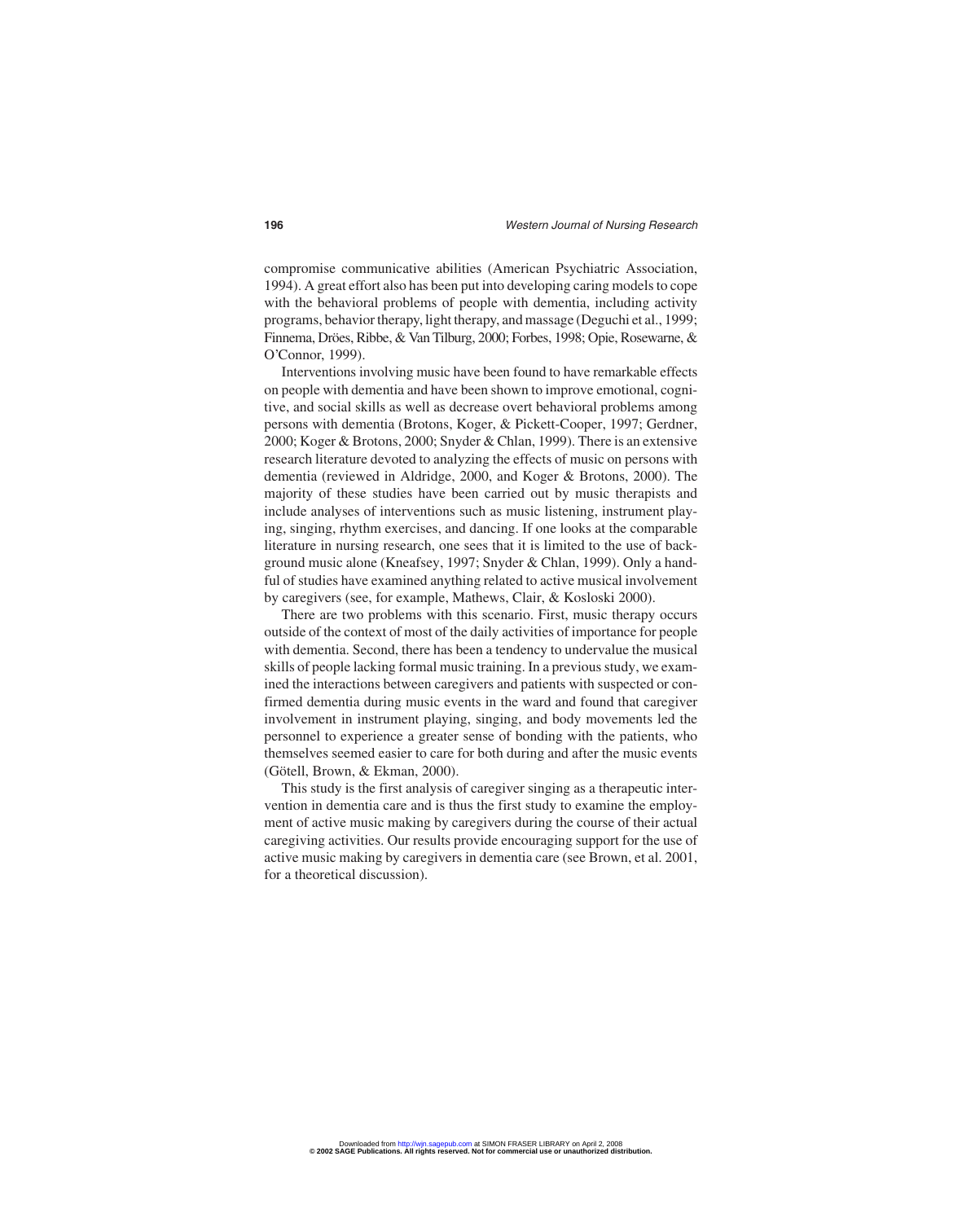compromise communicative abilities (American Psychiatric Association, 1994). A great effort also has been put into developing caring models to cope with the behavioral problems of people with dementia, including activity programs, behavior therapy, light therapy, and massage (Deguchi et al., 1999; Finnema, Dröes, Ribbe, & Van Tilburg, 2000; Forbes, 1998; Opie, Rosewarne, & O'Connor, 1999).

Interventions involving music have been found to have remarkable effects on people with dementia and have been shown to improve emotional, cognitive, and social skills as well as decrease overt behavioral problems among persons with dementia (Brotons, Koger, & Pickett-Cooper, 1997; Gerdner, 2000; Koger & Brotons, 2000; Snyder & Chlan, 1999). There is an extensive research literature devoted to analyzing the effects of music on persons with dementia (reviewed in Aldridge, 2000, and Koger & Brotons, 2000). The majority of these studies have been carried out by music therapists and include analyses of interventions such as music listening, instrument playing, singing, rhythm exercises, and dancing. If one looks at the comparable literature in nursing research, one sees that it is limited to the use of background music alone (Kneafsey, 1997; Snyder & Chlan, 1999). Only a handful of studies have examined anything related to active musical involvement by caregivers (see, for example, Mathews, Clair, & Kosloski 2000).

There are two problems with this scenario. First, music therapy occurs outside of the context of most of the daily activities of importance for people with dementia. Second, there has been a tendency to undervalue the musical skills of people lacking formal music training. In a previous study, we examined the interactions between caregivers and patients with suspected or confirmed dementia during music events in the ward and found that caregiver involvement in instrument playing, singing, and body movements led the personnel to experience a greater sense of bonding with the patients, who themselves seemed easier to care for both during and after the music events (Götell, Brown, & Ekman, 2000).

This study is the first analysis of caregiver singing as a therapeutic intervention in dementia care and is thus the first study to examine the employment of active music making by caregivers during the course of their actual caregiving activities. Our results provide encouraging support for the use of active music making by caregivers in dementia care (see Brown, et al. 2001, for a theoretical discussion).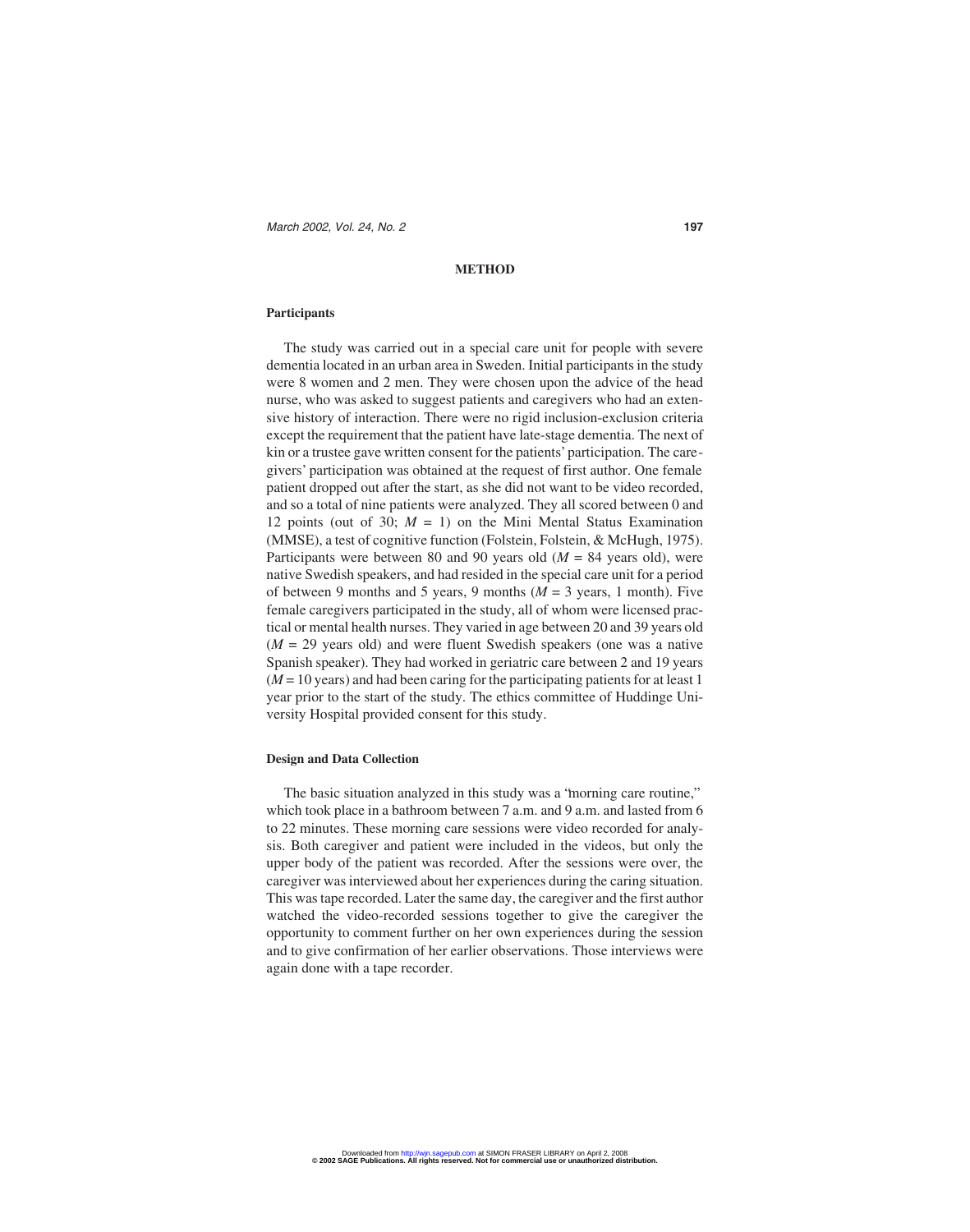## METHOD

### Participants

The study was carried out in a special care unit for people with severe dementia located in an urban area in Sweden. Initial participants in the study were 8 women and 2 men. They were chosen upon the advice of the head nurse, who was asked to suggest patients and caregivers who had an extensive history of interaction. There were no rigid inclusion-exclusion criteria except the requirement that the patient have late-stage dementia. The next of kin or a trustee gave written consent for the patients' participation. The caregivers' participation was obtained at the request of first author. One female patient dropped out after the start, as she did not want to be video recorded, and so a total of nine patients were analyzed. They all scored between 0 and 12 points (out of 30; $M = 1$) on the Mini Mental Status Examination (MMSE), a test of cognitive function (Folstein, Folstein, & McHugh, 1975). Participants were between 80 and 90 years old ($M = 84$ years old), were native Swedish speakers, and had resided in the special care unit for a period of between 9 months and 5 years, 9 months ($M = 3$ years, 1 month). Five female caregivers participated in the study, all of whom were licensed practical or mental health nurses. They varied in age between 20 and 39 years old ($M = 29$ years old) and were fluent Swedish speakers (one was a native Spanish speaker). They had worked in geriatric care between 2 and 19 years ($M = 10$ years) and had been caring for the participating patients for at least 1 year prior to the start of the study. The ethics committee of Huddinge University Hospital provided consent for this study.

### Design and Data Collection

The basic situation analyzed in this study was a "morning care routine," which took place in a bathroom between 7 a.m. and 9 a.m. and lasted from 6 to 22 minutes. These morning care sessions were video recorded for analysis. Both caregiver and patient were included in the videos, but only the upper body of the patient was recorded. After the sessions were over, the caregiver was interviewed about her experiences during the caring situation. This was tape recorded. Later the same day, the caregiver and the first author watched the video-recorded sessions together to give the caregiver the opportunity to comment further on her own experiences during the session and to give confirmation of her earlier observations. Those interviews were again done with a tape recorder.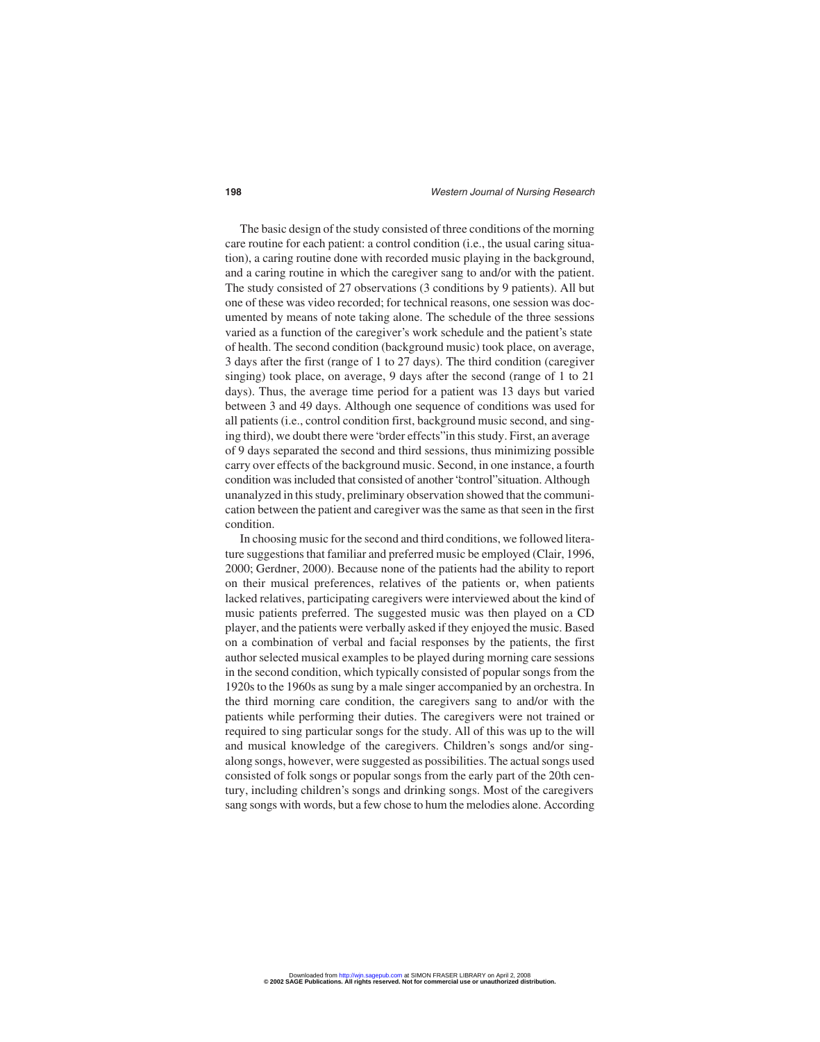The basic design of the study consisted of three conditions of the morning care routine for each patient: a control condition (i.e., the usual caring situation), a caring routine done with recorded music playing in the background, and a caring routine in which the caregiver sang to and/or with the patient. The study consisted of 27 observations (3 conditions by 9 patients). All but one of these was video recorded; for technical reasons, one session was documented by means of note taking alone. The schedule of the three sessions varied as a function of the caregiver's work schedule and the patient's state of health. The second condition (background music) took place, on average, 3 days after the first (range of 1 to 27 days). The third condition (caregiver singing) took place, on average, 9 days after the second (range of 1 to 21 days). Thus, the average time period for a patient was 13 days but varied between 3 and 49 days. Although one sequence of conditions was used for all patients (i.e., control condition first, background music second, and singing third), we doubt there were "order effects" in this study. First, an average of 9 days separated the second and third sessions, thus minimizing possible carry over effects of the background music. Second, in one instance, a fourth condition was included that consisted of another "control" situation. Although unanalyzed in this study, preliminary observation showed that the communication between the patient and caregiver was the same as that seen in the first condition.

In choosing music for the second and third conditions, we followed literature suggestions that familiar and preferred music be employed (Clair, 1996, 2000; Gerdner, 2000). Because none of the patients had the ability to report on their musical preferences, relatives of the patients or, when patients lacked relatives, participating caregivers were interviewed about the kind of music patients preferred. The suggested music was then played on a CD player, and the patients were verbally asked if they enjoyed the music. Based on a combination of verbal and facial responses by the patients, the first author selected musical examples to be played during morning care sessions in the second condition, which typically consisted of popular songs from the 1920s to the 1960s as sung by a male singer accompanied by an orchestra. In the third morning care condition, the caregivers sang to and/or with the patients while performing their duties. The caregivers were not trained or required to sing particular songs for the study. All of this was up to the will and musical knowledge of the caregivers. Children's songs and/or singalong songs, however, were suggested as possibilities. The actual songs used consisted of folk songs or popular songs from the early part of the 20th century, including children's songs and drinking songs. Most of the caregivers sang songs with words, but a few chose to hum the melodies alone. According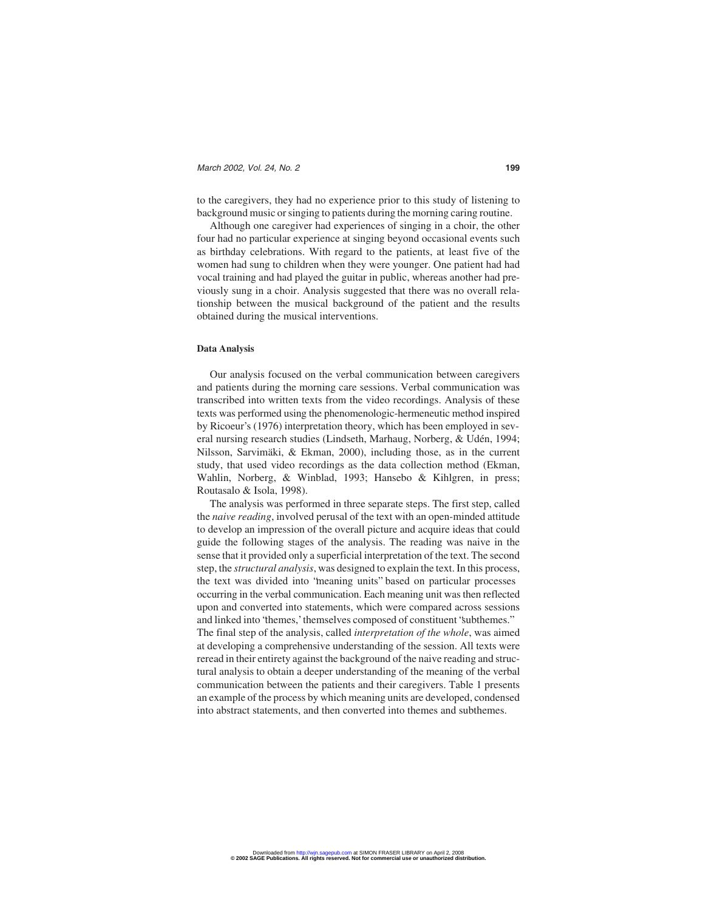to the caregivers, they had no experience prior to this study of listening to background music or singing to patients during the morning caring routine.

Although one caregiver had experiences of singing in a choir, the other four had no particular experience at singing beyond occasional events such as birthday celebrations. With regard to the patients, at least five of the women had sung to children when they were younger. One patient had had vocal training and had played the guitar in public, whereas another had previously sung in a choir. Analysis suggested that there was no overall relationship between the musical background of the patient and the results obtained during the musical interventions.

**Data Analysis**

Our analysis focused on the verbal communication between caregivers and patients during the morning care sessions. Verbal communication was transcribed into written texts from the video recordings. Analysis of these texts was performed using the phenomenologic-hermeneutic method inspired by Ricoeur's (1976) interpretation theory, which has been employed in several nursing research studies (Lindseth, Marhaug, Norberg, & Udén, 1994; Nilsson, Sarvimäki, & Ekman, 2000), including those, as in the current study, that used video recordings as the data collection method (Ekman, Wahlin, Norberg, & Winblad, 1993; Hansebo & Kihlgren, in press; Routasalo & Isola, 1998).

The analysis was performed in three separate steps. The first step, called the *naive reading*, involved perusal of the overall picture with an open-minded attitude to develop an impression of the overall picture and acquire ideas that could guide the following stages of the analysis. The reading was naive in the sense that it provided only a superficial interpretation of the text. The second step, the *structural analysis*, was designed to explain the text. In this process, the text was divided into "meaning units" based on particular processes occurring in the verbal communication. Each meaning unit was then reflected upon and converted into statements, which were compared across sessions and linked into 'themes,' themselves composed of constituent "subthemes." The final step of the analysis, called *interpretation of the whole*, was aimed at developing a comprehensive understanding of the session. All texts were reread in their entirety against the background of the naive reading and structural analysis to obtain a deeper understanding of the meaning of the verbal communication between the patients and their caregivers. Table 1 presents an example of the process by which meaning units are developed, condensed into abstract statements, and then converted into themes and subthemes.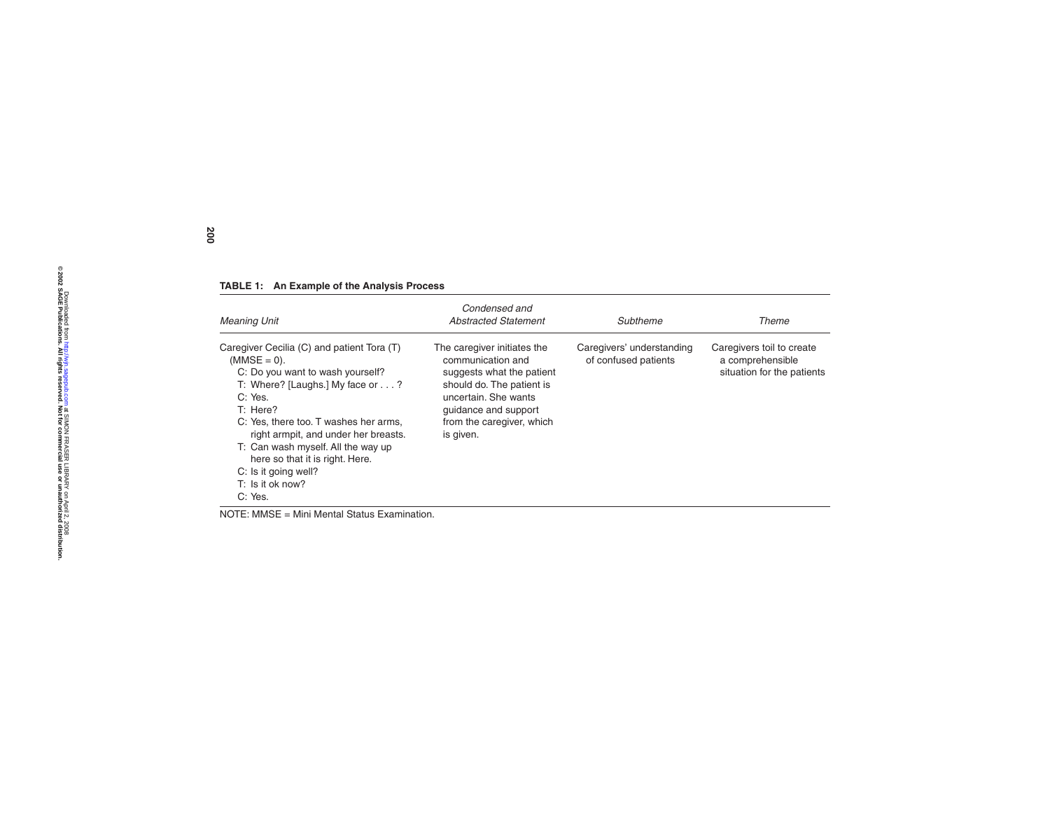**TABLE 1: An Example of the Analysis Process**

| *Meaning Unit* | *Condensed and Abstracted Statement* | *Subtheme* | *Theme* |
|---|---|---|---|
| Caregiver Cecilia (C) and patient Tora (T) (MMSE = 0).<br>C: Do you want to wash yourself?<br>T: Where? [Laughs.] My face or . . . ?<br>C: Yes.<br>T: Here?<br>C: Yes, there too. T washes her arms, right armpit, and under her breasts.<br>T: Can wash myself. All the way up here so that it is right. Here.<br>C: Is it going well?<br>T: Is it ok now?<br>C: Yes. | The caregiver initiates the communication and suggests what the patient should do. The patient is uncertain. She wants guidance and support from the caregiver, which is given. | Caregivers' understanding of confused patients | Caregivers toil to create a comprehensible situation for the patients |

NOTE: MMSE = Mini Mental Status Examination.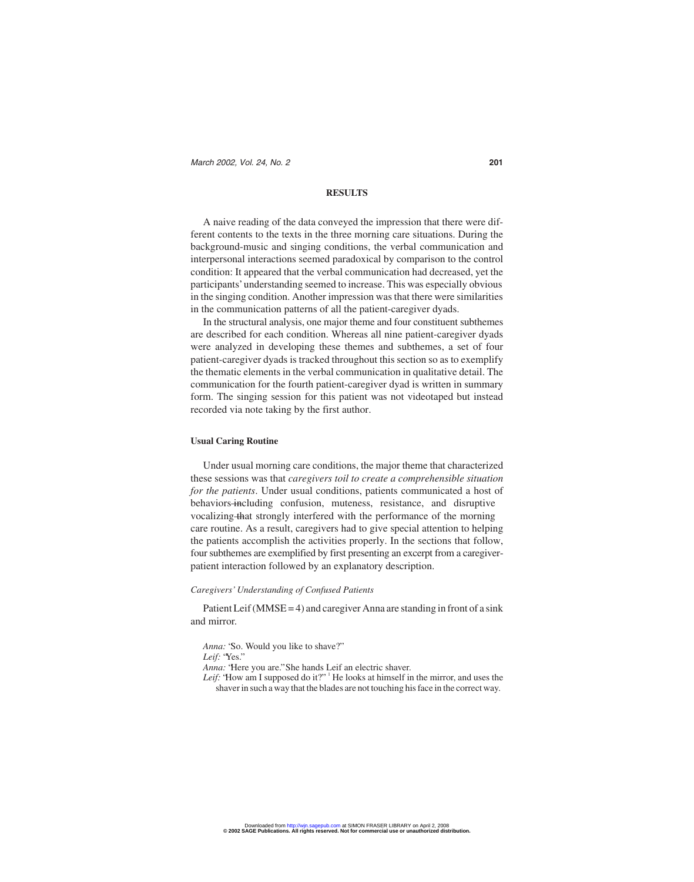## RESULTS

A naive reading of the data conveyed the impression that there were different contents to the texts in the three morning care situations. During the background-music and singing conditions, the verbal communication and interpersonal interactions seemed paradoxical by comparison to the control condition: It appeared that the verbal communication had decreased, yet the participants' understanding seemed to increase. This was especially obvious in the singing condition. Another impression was that there were similarities in the communication patterns of all the patient-caregiver dyads.

In the structural analysis, one major theme and four constituent subthemes are described for each condition. Whereas all nine patient-caregiver dyads were analyzed in developing these themes and subthemes, a set of four patient-caregiver dyads is tracked throughout this section so as to exemplify the thematic elements in the verbal communication in qualitative detail. The communication for the fourth patient-caregiver dyad is written in summary form. The singing session for this patient was not videotaped but instead recorded via note taking by the first author.

### Usual Caring Routine

Under usual morning care conditions, the major theme that characterized these sessions was that *caregivers toil to create a comprehensible situation for the patients*. Under usual conditions, patients communicated a host of behaviors including confusion, muteness, resistance, and disruptive vocalizing that strongly interfered with the performance of the morning care routine. As a result, caregivers had to give special attention to helping the patients accomplish the activities properly. In the sections that follow, four subthemes are exemplified by first presenting an excerpt from a caregiver-patient interaction followed by an explanatory description.

#### *Caregivers' Understanding of Confused Patients*

Patient Leif (MMSE = 4) and caregiver Anna are standing in front of a sink and mirror.

*Anna:* "So. Would you like to shave?"
*Leif:* "Yes."
*Anna:* "Here you are." She hands Leif an electric shaver.
*Leif:* "How am I supposed do it?"[1] He looks at himself in the mirror, and uses the shaver in such a way that the blades are not touching his face in the correct way.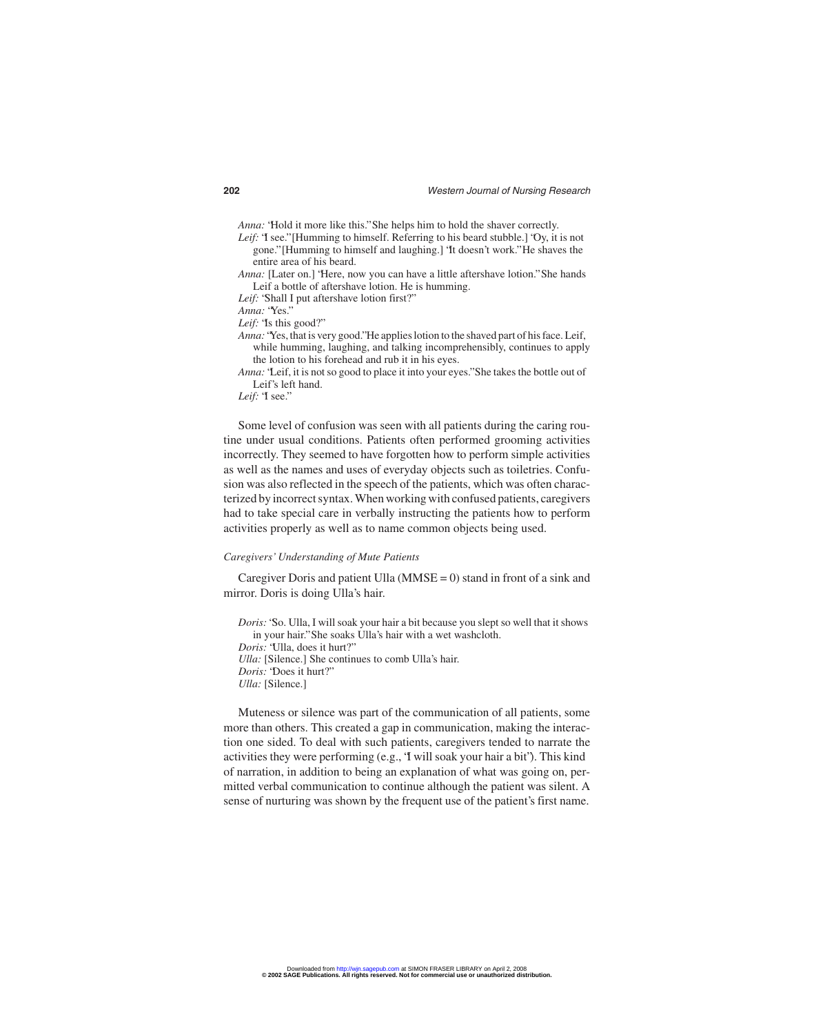*Anna:* "Hold it more like this." She helps him to hold the shaver correctly.

*Leif:* "I see." [Humming to himself. Referring to his beard stubble.] "Oy, it is not gone." [Humming to himself and laughing.] "It doesn't work." He shaves the entire area of his beard.

*Anna:* [Later on.] "Here, now you can have a little aftershave lotion." She hands Leif a bottle of aftershave lotion. He is humming.

*Leif:* "Shall I put aftershave lotion first?"

*Anna:* "Yes."

*Leif:* "Is this good?"

*Anna:* "Yes, that is very good." He applies lotion to the shaved part of his face. Leif, while humming, laughing, and talking incomprehensibly, continues to apply the lotion to his forehead and rub it in his eyes.

*Anna:* "Leif, it is not so good to place it into your eyes." She takes the bottle out of Leif's left hand.

*Leif:* "I see."

Some level of confusion was seen with all patients during the caring routine under usual conditions. Patients often performed grooming activities incorrectly. They seemed to have forgotten how to perform simple activities as well as the names and uses of everyday objects such as toiletries. Confusion was also reflected in the speech of the patients, which was often characterized by incorrect syntax. When working with confused patients, caregivers had to take special care in verbally instructing the patients how to perform activities properly as well as to name common objects being used.

### *Caregivers' Understanding of Mute Patients*

Caregiver Doris and patient Ulla (MMSE = 0) stand in front of a sink and mirror. Doris is doing Ulla's hair.

*Doris:* "So. Ulla, I will soak your hair a bit because you slept so well that it shows in your hair." She soaks Ulla's hair with a wet washcloth.

*Doris:* "Ulla, does it hurt?"

*Ulla:* [Silence.] She continues to comb Ulla's hair.

*Doris:* "Does it hurt?"

*Ulla:* [Silence.]

Muteness or silence was part of the communication of all patients, some more than others. This created a gap in communication, making the interaction one sided. To deal with such patients, caregivers tended to narrate the activities they were performing (e.g., "I will soak your hair a bit"). This kind of narration, in addition to being an explanation of what was going on, permitted verbal communication to continue although the patient was silent. A sense of nurturing was shown by the frequent use of the patient's first name.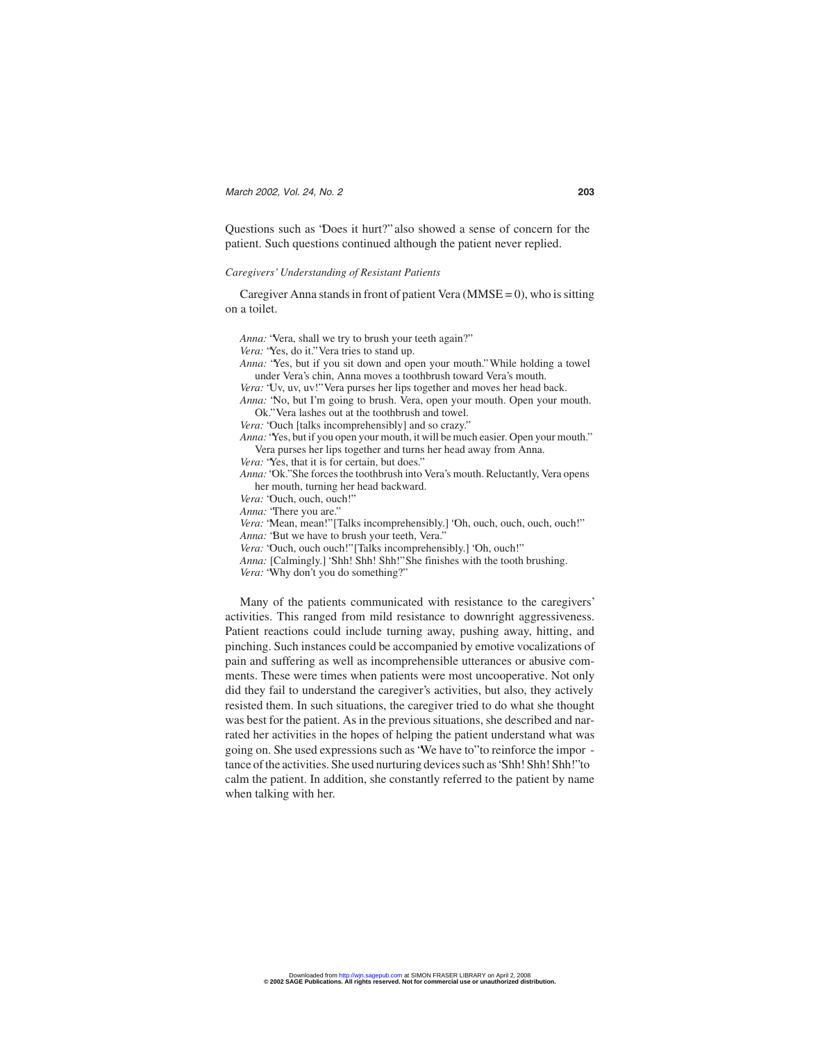Questions such as "Does it hurt?" also showed a sense of concern for the patient. Such questions continued although the patient never replied.

### *Caregivers' Understanding of Resistant Patients*

Caregiver Anna stands in front of patient Vera (MMSE = 0), who is sitting on a toilet.

> *Anna:* "Vera, shall we try to brush your teeth again?"
> *Vera:* "Yes, do it." Vera tries to stand up.
> *Anna:* "Yes, but if you sit down and open your mouth." While holding a towel under Vera's chin, Anna moves a toothbrush toward Vera's mouth.
> *Vera:* "Uv, uv, uv!" Vera purses her lips together and moves her head back.
> *Anna:* "No, but I'm going to brush. Vera, open your mouth. Open your mouth. Ok." Vera lashes out at the toothbrush and towel.
> *Vera:* "Ouch [talks incomprehensibly] and so crazy."
> *Anna:* "Yes, but if you open your mouth, it will be much easier. Open your mouth." Vera purses her lips together and turns her head away from Anna.
> *Vera:* "Yes, that it is for certain, but does."
> *Anna:* "Ok." She forces the toothbrush into Vera's mouth. Reluctantly, Vera opens her mouth, turning her head backward.
> *Vera:* "Ouch, ouch, ouch!"
> *Anna:* "There you are."
> *Vera:* "Mean, mean!" [Talks incomprehensibly.] "Oh, ouch, ouch, ouch, ouch!"
> *Anna:* "But we have to brush your teeth, Vera."
> *Vera:* "Ouch, ouch ouch!" [Talks incomprehensibly.] "Oh, ouch!"
> *Anna:* [Calmingly.] "Shh! Shh! Shh!" She finishes with the tooth brushing.
> *Vera:* "Why don't you do something?"

Many of the patients communicated with resistance to the caregivers' activities. This ranged from mild resistance to downright aggressiveness. Patient reactions could include turning away, pushing away, hitting, and pinching. Such instances could be accompanied by emotive vocalizations of pain and suffering as well as incomprehensible utterances or abusive comments. These were times when patients were most uncooperative. Not only did they fail to understand the caregiver's activities, but also, they actively resisted them. In such situations, the caregiver tried to do what she thought was best for the patient. As in the previous situations, she described and narrated her activities in the hopes of helping the patient understand what was going on. She used expressions such as "We have to" to reinforce the importance of the activities. She used nurturing devices such as "Shh! Shh! Shh!" to calm the patient. In addition, she constantly referred to the patient by name when talking with her.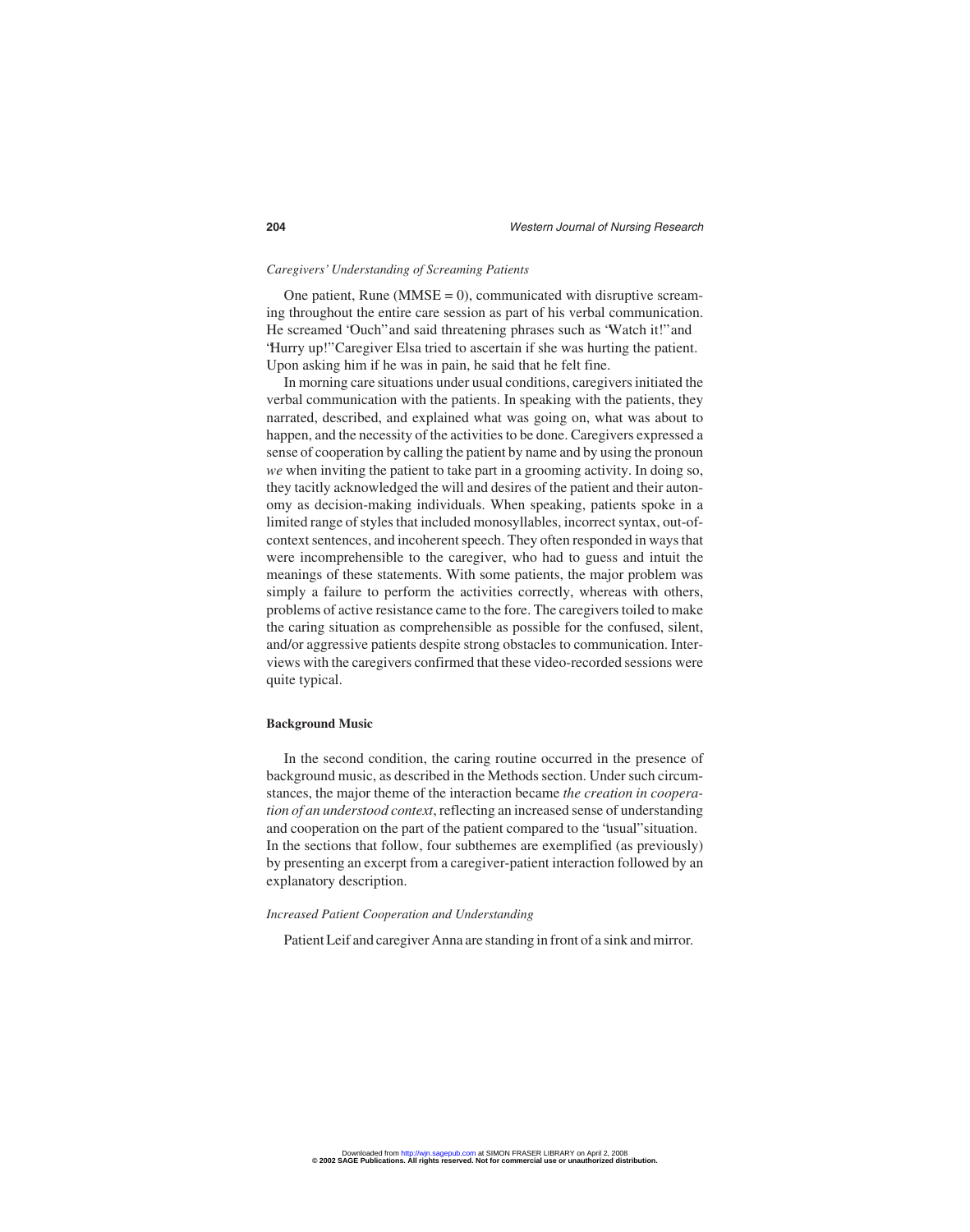*Caregivers' Understanding of Screaming Patients*

One patient, Rune (MMSE = 0), communicated with disruptive screaming throughout the entire care session as part of his verbal communication. He screamed "Ouch" and said threatening phrases such as "Watch it!" and "Hurry up!" Caregiver Elsa tried to ascertain if she was hurting the patient. Upon asking him if he was in pain, he said that he felt fine.

In morning care situations under usual conditions, caregivers initiated the verbal communication with the patients. In speaking with the patients, they narrated, described, and explained what was going on, what was about to happen, and the necessity of the activities to be done. Caregivers expressed a sense of cooperation by calling the patient by name and by using the pronoun *we* when inviting the patient to take part in a grooming activity. In doing so, they tacitly acknowledged the will and desires of the patient and their autonomy as decision-making individuals. When speaking, patients spoke in a limited range of styles that included monosyllables, incorrect syntax, out-of-context sentences, and incoherent speech. They often responded in ways that were incomprehensible to the caregiver, who had to guess and intuit the meanings of these statements. With some patients, the major problem was simply a failure to perform the activities correctly, whereas with others, problems of active resistance came to the fore. The caregivers toiled to make the caring situation as comprehensible as possible for the confused, silent, and/or aggressive patients despite strong obstacles to communication. Interviews with the caregivers confirmed that these video-recorded sessions were quite typical.

**Background Music**

In the second condition, the caring routine occurred in the presence of background music, as described in the Methods section. Under such circumstances, the major theme of the interaction became *the creation in cooperation of an understood context*, reflecting an increased sense of understanding and cooperation on the part of the patient compared to the "usual" situation. In the sections that follow, four subthemes are exemplified (as previously) by presenting an excerpt from a caregiver-patient interaction followed by an explanatory description.

*Increased Patient Cooperation and Understanding*

Patient Leif and caregiver Anna are standing in front of a sink and mirror.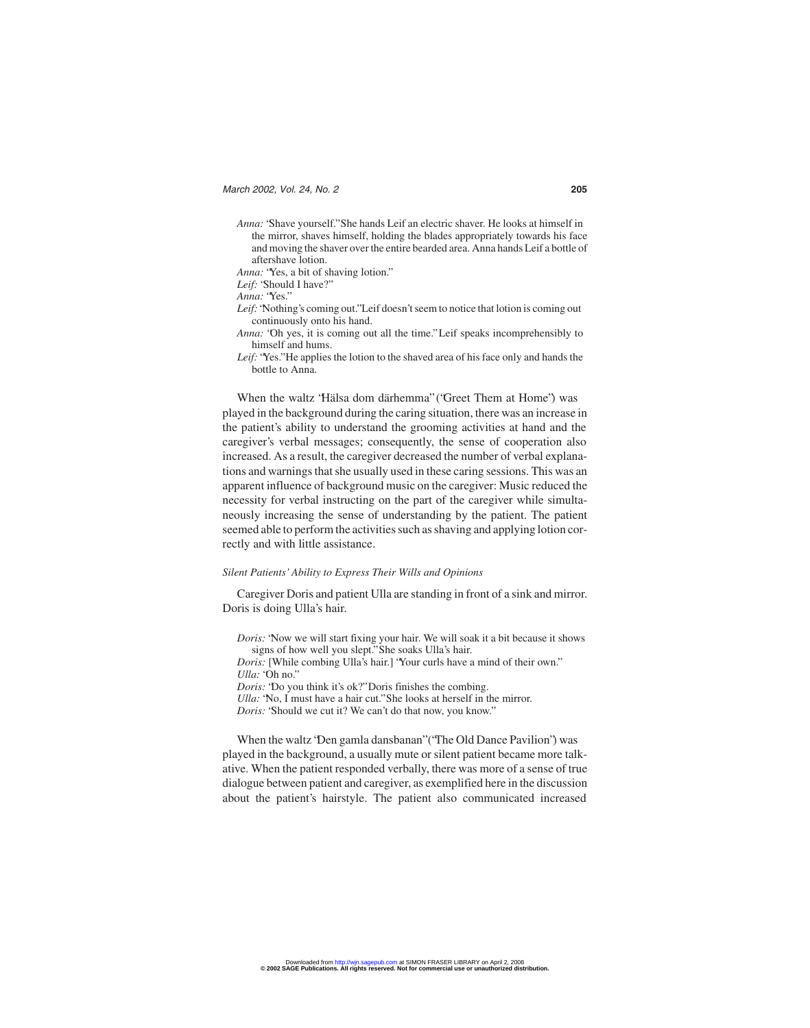*Anna:* 'Shave yourself." She hands Leif an electric shaver. He looks at himself in the mirror, shaves himself, holding the blades appropriately towards his face and moving the shaver over the entire bearded area. Anna hands Leif a bottle of aftershave lotion.

*Anna:* "Yes, a bit of shaving lotion."

*Leif:* 'Should I have?"

*Anna:* "Yes."

*Leif:* 'Nothing's coming out." Leif doesn't seem to notice that lotion is coming out continuously onto his hand.

*Anna:* 'Oh yes, it is coming out all the time." Leif speaks incomprehensibly to himself and hums.

*Leif:* "Yes." He applies the lotion to the shaved area of his face only and hands the bottle to Anna.

When the waltz "Hälsa dom därhemma" ('Greet Them at Home") was played in the background during the caring situation, there was an increase in the patient's ability to understand the grooming activities at hand and the caregiver's verbal messages; consequently, the sense of cooperation also increased. As a result, the caregiver decreased the number of verbal explanations and warnings that she usually used in these caring sessions. This was an apparent influence of background music on the caregiver: Music reduced the necessity for verbal instructing on the part of the caregiver while simultaneously increasing the sense of understanding by the patient. The patient seemed able to perform the activities such as shaving and applying lotion correctly and with little assistance.

*Silent Patients' Ability to Express Their Wills and Opinions*

Caregiver Doris and patient Ulla are standing in front of a sink and mirror. Doris is doing Ulla's hair.

*Doris:* "Now we will start fixing your hair. We will soak it a bit because it shows signs of how well you slept." She soaks Ulla's hair.

*Doris:* [While combing Ulla's hair.] "Your curls have a mind of their own."

*Ulla:* 'Oh no."

*Doris:* 'Do you think it's ok?" Doris finishes the combing.

*Ulla:* "No, I must have a hair cut." She looks at herself in the mirror.

*Doris:* 'Should we cut it? We can't do that now, you know."

When the waltz "Den gamla dansbanan" ("The Old Dance Pavilion") was played in the background, a usually mute or silent patient became more talkative. When the patient responded verbally, there was more of a sense of true dialogue between patient and caregiver, as exemplified here in the discussion about the patient's hairstyle. The patient also communicated increased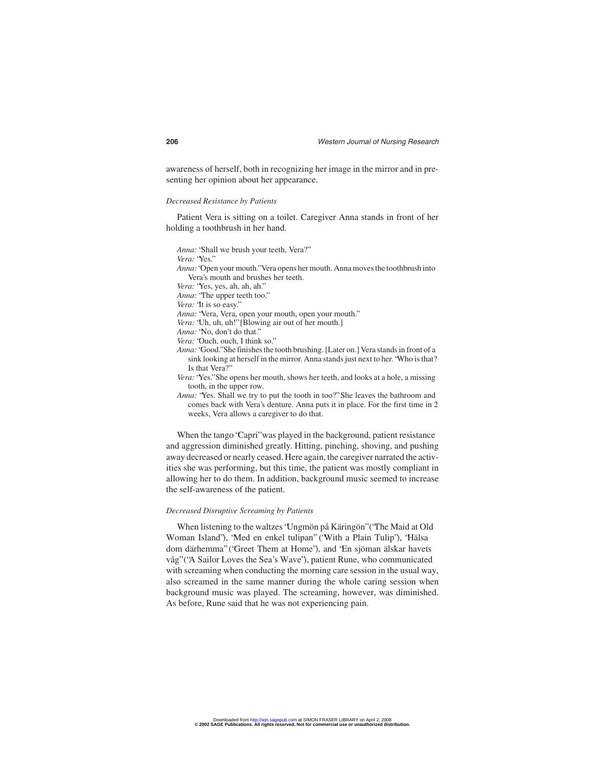awareness of herself, both in recognizing her image in the mirror and in presenting her opinion about her appearance.

### *Decreased Resistance by Patients*

Patient Vera is sitting on a toilet. Caregiver Anna stands in front of her holding a toothbrush in her hand.

*Anna:* "Shall we brush your teeth, Vera?"
*Vera:* "Yes."
*Anna:* "Open your mouth." Vera opens her mouth. Anna moves the toothbrush into Vera's mouth and brushes her teeth.
*Vera:* "Yes, yes, ah, ah, ah."
*Anna:* "The upper teeth too."
*Vera:* "It is so easy."
*Anna:* "Vera, Vera, open your mouth, open your mouth."
*Vera:* "Uh, uh, uh!" [Blowing air out of her mouth.]
*Anna:* "No, don't do that."
*Vera:* "Ouch, ouch, I think so."
*Anna:* "Good." She finishes the tooth brushing. [Later on.] Vera stands in front of a sink looking at herself in the mirror. Anna stands just next to her. "Who is that? Is that Vera?"
*Vera:* "Yes." She opens her mouth, shows her teeth, and looks at a hole, a missing tooth, in the upper row.
*Anna:* "Yes. Shall we try to put the tooth in too?" She leaves the bathroom and comes back with Vera's denture. Anna puts it in place. For the first time in 2 weeks, Vera allows a caregiver to do that.

When the tango "Capri" was played in the background, patient resistance and aggression diminished greatly. Hitting, pinching, shoving, and pushing away decreased or nearly ceased. Here again, the caregiver narrated the activities she was performing, but this time, the patient was mostly compliant in allowing her to do them. In addition, background music seemed to increase the self-awareness of the patient.

### *Decreased Disruptive Screaming by Patients*

When listening to the waltzes "Ungmön på Käringön" ("The Maid at Old Woman Island"), "Med en enkel tulipan" ("With a Plain Tulip"), "Hälsa dom därhemma" ("Greet Them at Home"), and "En sjöman älskar havets våg" ("A Sailor Loves the Sea's Wave"), patient Rune, who communicated with screaming when conducting the morning care session in the usual way, also screamed in the same manner during the whole caring session when background music was played. The screaming, however, was diminished. As before, Rune said that he was not experiencing pain.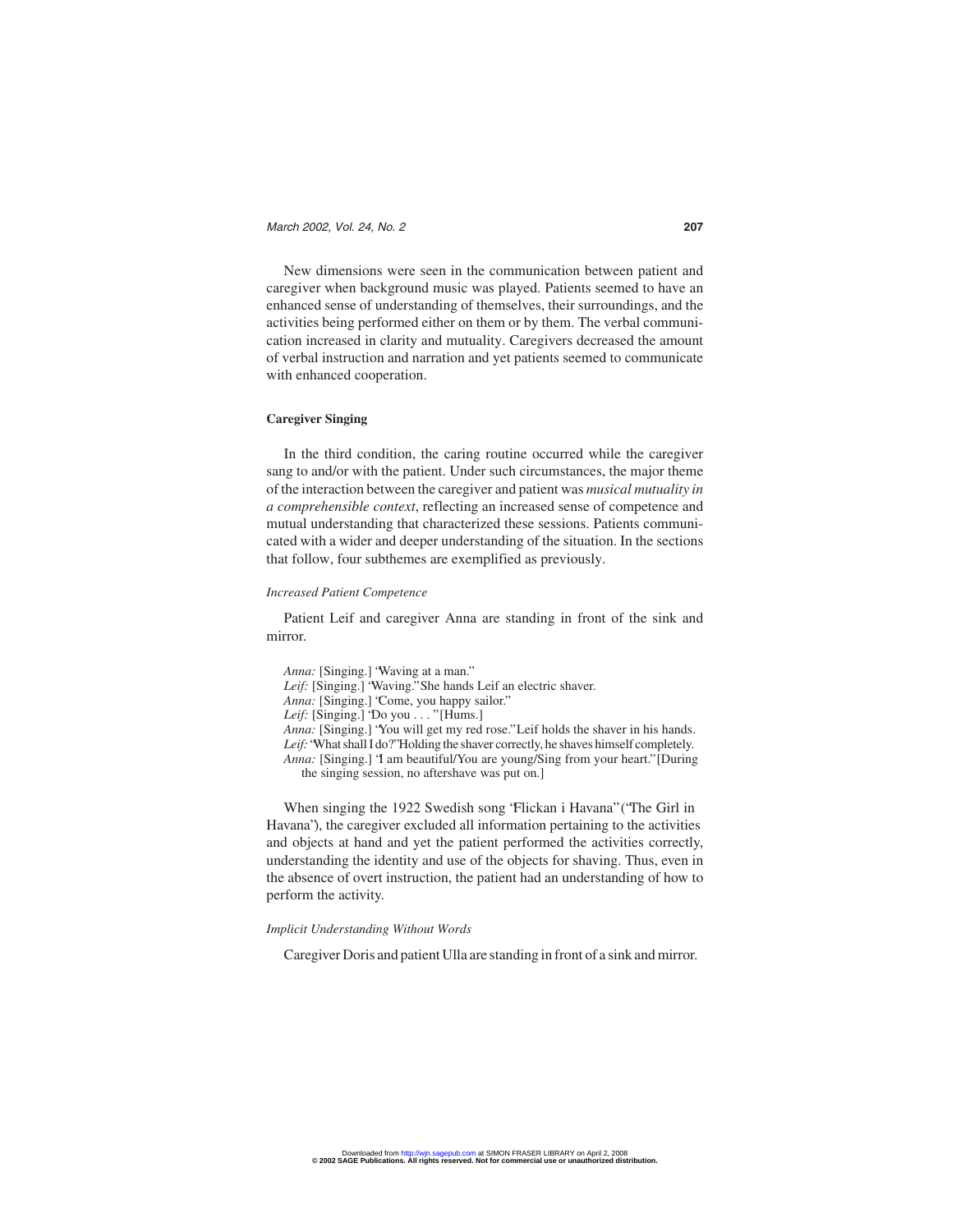New dimensions were seen in the communication between patient and caregiver when background music was played. Patients seemed to have an enhanced sense of understanding of themselves, their surroundings, and the activities being performed either on them or by them. The verbal communication increased in clarity and mutuality. Caregivers decreased the amount of verbal instruction and narration and yet patients seemed to communicate with enhanced cooperation.

### Caregiver Singing

In the third condition, the caring routine occurred while the caregiver sang to and/or with the patient. Under such circumstances, the major theme of the interaction between the caregiver and patient was *musical mutuality in a comprehensible context*, reflecting an increased sense of competence and mutual understanding that characterized these sessions. Patients communicated with a wider and deeper understanding of the situation. In the sections that follow, four subthemes are exemplified as previously.

#### *Increased Patient Competence*

Patient Leif and caregiver Anna are standing in front of the sink and mirror.

> *Anna:* [Singing.] "Waving at a man."
> *Leif:* [Singing.] "Waving." She hands Leif an electric shaver.
> *Anna:* [Singing.] "Come, you happy sailor."
> *Leif:* [Singing.] "Do you . . . " [Hums.]
> *Anna:* [Singing.] "You will get my red rose." Leif holds the shaver in his hands.
> *Leif:* "What shall I do?" Holding the shaver correctly, he shaves himself completely.
> *Anna:* [Singing.] "I am beautiful/You are young/Sing from your heart." [During the singing session, no aftershave was put on.]

When singing the 1922 Swedish song "Flickan i Havana" ("The Girl in Havana"), the caregiver excluded all information pertaining to the activities and objects at hand and yet the patient performed the activities correctly, understanding the identity and use of the objects for shaving. Thus, even in the absence of overt instruction, the patient had an understanding of how to perform the activity.

#### *Implicit Understanding Without Words*

Caregiver Doris and patient Ulla are standing in front of a sink and mirror.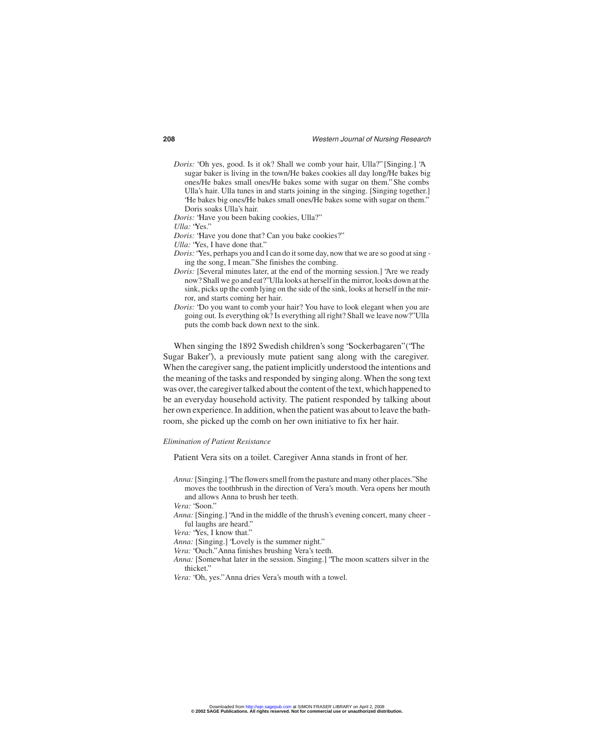*Doris:* 'Oh yes, good. Is it ok? Shall we comb your hair, Ulla?" [Singing.] "A sugar baker is living in the town/He bakes cookies all day long/He bakes big ones/He bakes small ones/He bakes some with sugar on them." She combs Ulla's hair. Ulla tunes in and starts joining in the singing. [Singing together.] "He bakes big ones/He bakes small ones/He bakes some with sugar on them." Doris soaks Ulla's hair.

*Doris:* "Have you been baking cookies, Ulla?"

*Ulla:* "Yes."

*Doris:* "Have you done that? Can you bake cookies?"

*Ulla:* "Yes, I have done that."

*Doris:* "Yes, perhaps you and I can do it some day, now that we are so good at singing the song, I mean." She finishes the combing.

*Doris:* [Several minutes later, at the end of the morning session.] "Are we ready now? Shall we go and eat?" Ulla looks at herself in the mirror, looks down at the sink, picks up the comb lying on the side of the sink, looks at herself in the mirror, and starts coming her hair.

*Doris:* "Do you want to comb your hair? You have to look elegant when you are going out. Is everything ok? Is everything all right? Shall we leave now?" Ulla puts the comb back down next to the sink.

When singing the 1892 Swedish children's song "Sockerbagaren" ("The Sugar Baker"), a previously mute patient sang along with the caregiver. When the caregiver sang, the patient implicitly understood the intentions and the meaning of the tasks and responded by singing along. When the song text was over, the caregiver talked about the content of the text, which happened to be an everyday household activity. The patient responded by talking about her own experience. In addition, when the patient was about to leave the bathroom, she picked up the comb on her own initiative to fix her hair.

*Elimination of Patient Resistance*

Patient Vera sits on a toilet. Caregiver Anna stands in front of her.

*Anna:* [Singing.] "The flowers smell from the pasture and many other places." She moves the toothbrush in the direction of Vera's mouth. Vera opens her mouth and allows Anna to brush her teeth.

*Vera:* "Soon."

*Anna:* [Singing.] "And in the middle of the thrush's evening concert, many cheerful laughs are heard."

*Vera:* "Yes, I know that."

*Anna:* [Singing.] "Lovely is the summer night."

*Vera:* "Ouch." Anna finishes brushing Vera's teeth.

*Anna:* [Somewhat later in the session. Singing.] "The moon scatters silver in the thicket."

*Vera:* "Oh, yes." Anna dries Vera's mouth with a towel.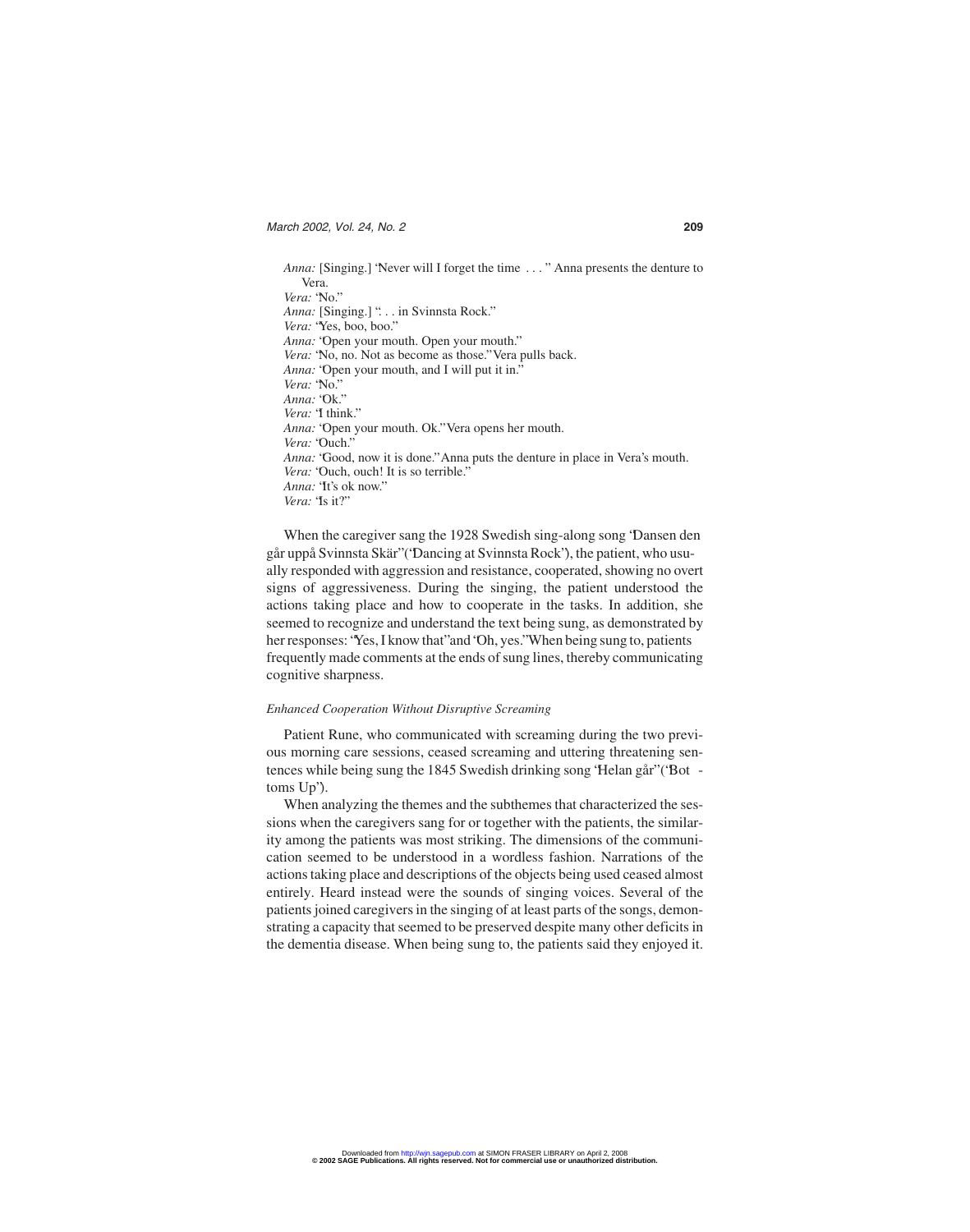*Anna:* [Singing.] "Never will I forget the time . . . " Anna presents the denture to Vera.
*Vera:* "No."
*Anna:* [Singing.] ". . . in Svinnsta Rock."
*Vera:* "Yes, boo, boo."
*Anna:* "Open your mouth. Open your mouth."
*Vera:* "No, no. Not as become as those." Vera pulls back.
*Anna:* "Open your mouth, and I will put it in."
*Vera:* "No."
*Anna:* "Ok."
*Vera:* "I think."
*Anna:* "Open your mouth. Ok." Vera opens her mouth.
*Vera:* "Ouch."
*Anna:* "Good, now it is done." Anna puts the denture in place in Vera's mouth.
*Vera:* "Ouch, ouch! It is so terrible."
*Anna:* "It's ok now."
*Vera:* "Is it?"

When the caregiver sang the 1928 Swedish sing-along song "Dansen den går uppå Svinnsta Skär" ("Dancing at Svinnsta Rock"), the patient, who usually responded with aggression and resistance, cooperated, showing no overt signs of aggressiveness. During the singing, the patient understood the actions taking place and how to cooperate in the tasks. In addition, she seemed to recognize and understand the text being sung, as demonstrated by her responses: "Yes, I know that" and "Oh, yes." When being sung to, patients frequently made comments at the ends of sung lines, thereby communicating cognitive sharpness.

*Enhanced Cooperation Without Disruptive Screaming*

Patient Rune, who communicated with screaming during the two previous morning care sessions, ceased screaming and uttering threatening sentences while being sung the 1845 Swedish drinking song "Helan går" ("Bottoms Up").

When analyzing the themes and the subthemes that characterized the sessions when the caregivers sang for or together with the patients, the similarity among the patients was most striking. The dimensions of the communication seemed to be understood in a wordless fashion. Narrations of the actions taking place and descriptions of the objects being used ceased almost entirely. Heard instead were the sounds of singing voices. Several of the patients joined caregivers in the singing of at least parts of the songs, demonstrating a capacity that seemed to be preserved despite many other deficits in the dementia disease. When being sung to, the patients said they enjoyed it.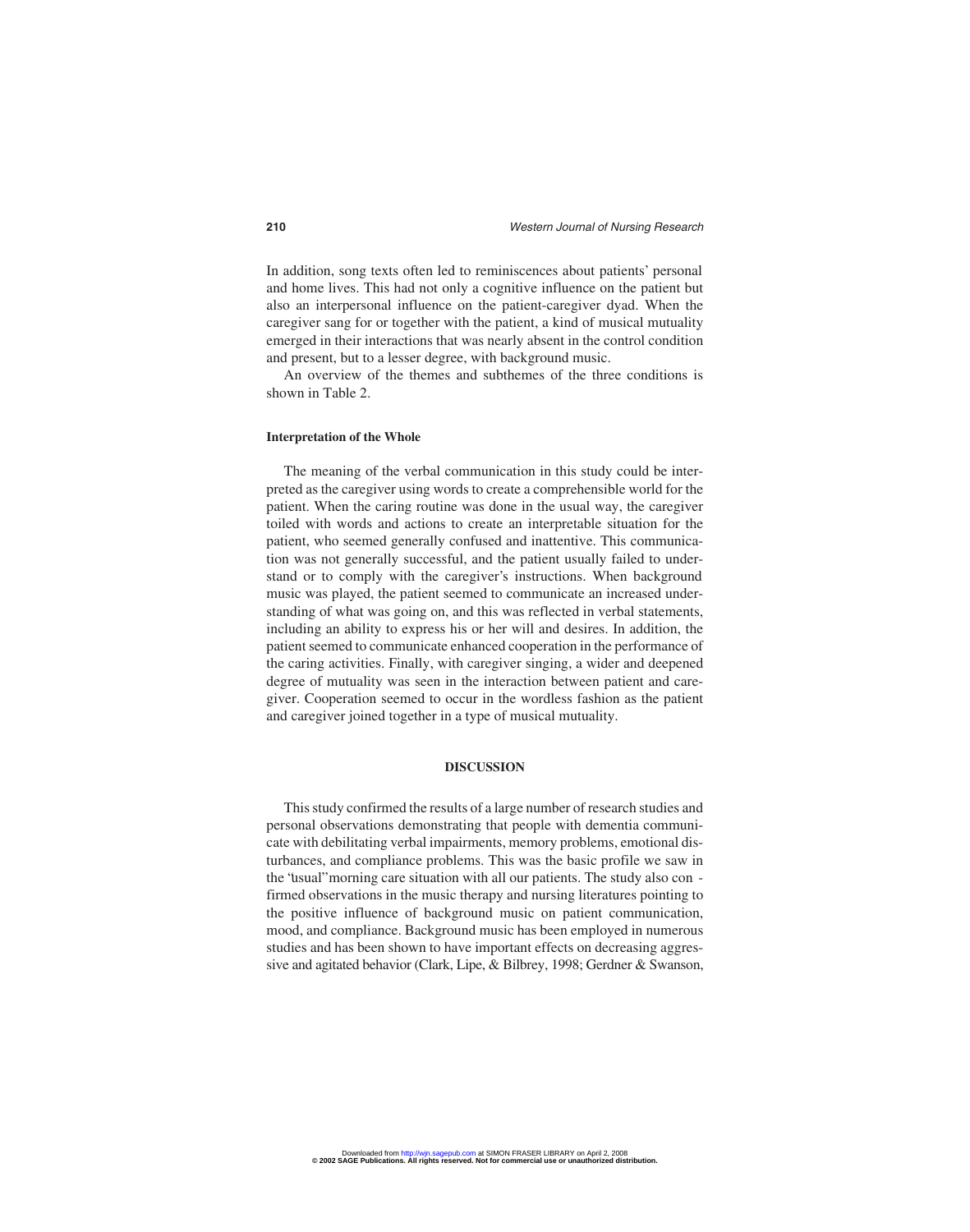In addition, song texts often led to reminiscences about patients' personal and home lives. This had not only a cognitive influence on the patient but also an interpersonal influence on the patient-caregiver dyad. When the caregiver sang for or together with the patient, a kind of musical mutuality emerged in their interactions that was nearly absent in the control condition and present, but to a lesser degree, with background music.

An overview of the themes and subthemes of the three conditions is shown in Table 2.

### Interpretation of the Whole

The meaning of the verbal communication in this study could be interpreted as the caregiver using words to create a comprehensible world for the patient. When the caring routine was done in the usual way, the caregiver toiled with words and actions to create an interpretable situation for the patient, who seemed generally confused and inattentive. This communication was not generally successful, and the patient usually failed to understand or to comply with the caregiver's instructions. When background music was played, the patient seemed to communicate an increased understanding of what was going on, and this was reflected in verbal statements, including an ability to express his or her will and desires. In addition, the patient seemed to communicate enhanced cooperation in the performance of the caring activities. Finally, with caregiver singing, a wider and deepened degree of mutuality was seen in the interaction between patient and caregiver. Cooperation seemed to occur in the wordless fashion as the patient and caregiver joined together in a type of musical mutuality.

## DISCUSSION

This study confirmed the results of a large number of research studies and personal observations demonstrating that people with dementia communicate with debilitating verbal impairments, memory problems, emotional disturbances, and compliance problems. This was the basic profile we saw in the 'usual" morning care situation with all our patients. The study also confirmed observations in the music therapy and nursing literatures pointing to the positive influence of background music on patient communication, mood, and compliance. Background music has been employed in numerous studies and has been shown to have important effects on decreasing aggressive and agitated behavior (Clark, Lipe, & Bilbrey, 1998; Gerdner & Swanson,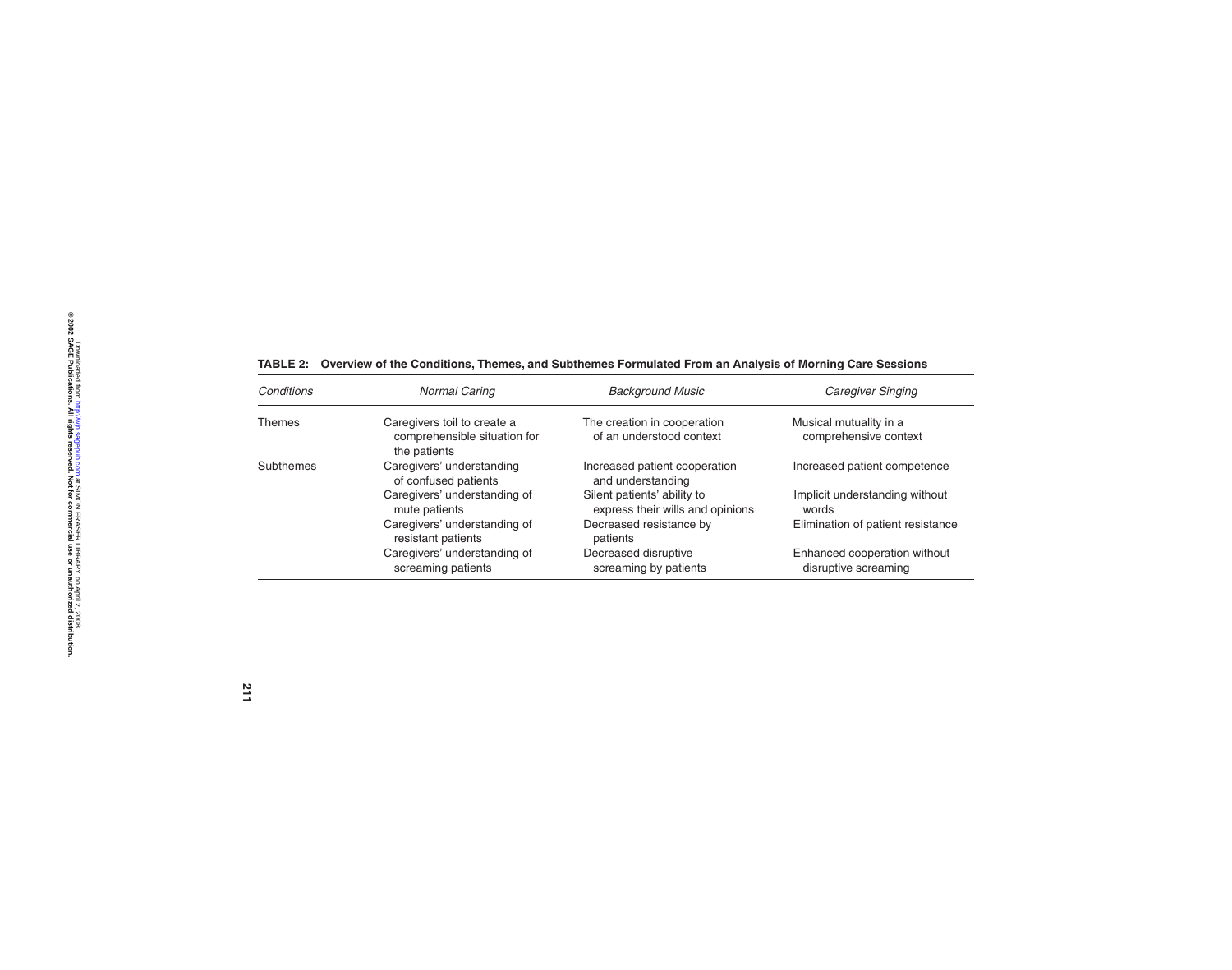TABLE 2: Overview of the Conditions, Themes, and Subthemes Formulated From an Analysis of Morning Care Sessions

| *Conditions* | *Normal Caring* | *Background Music* | *Caregiver Singing* |
|---|---|---|---|
| Themes | Caregivers toil to create a comprehensible situation for the patients | The creation in cooperation of an understood context | Musical mutuality in a comprehensive context |
| Subthemes | Caregivers' understanding of confused patients | Increased patient cooperation and understanding | Increased patient competence |
| | Caregivers' understanding of mute patients | Silent patients' ability to express their wills and opinions | Implicit understanding without words |
| | Caregivers' understanding of resistant patients | Decreased resistance by patients | Elimination of patient resistance |
| | Caregivers' understanding of screaming patients | Decreased disruptive screaming by patients | Enhanced cooperation without disruptive screaming |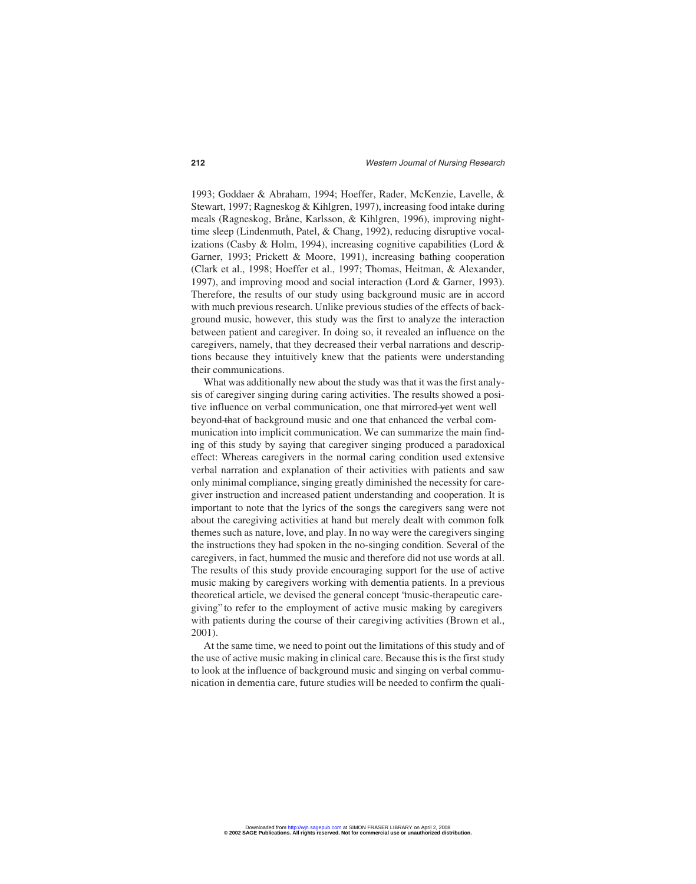1993; Goddaer & Abraham, 1994; Hoeffer, Rader, McKenzie, Lavelle, & Stewart, 1997; Ragneskog & Kihlgren, 1997), increasing food intake during meals (Ragneskog, Bråne, Karlsson, & Kihlgren, 1996), improving nighttime sleep (Lindenmuth, Patel, & Chang, 1992), reducing disruptive vocalizations (Casby & Holm, 1994), increasing cognitive capabilities (Lord & Garner, 1993; Prickett & Moore, 1991), increasing bathing cooperation (Clark et al., 1998; Hoeffer et al., 1997; Thomas, Heitman, & Alexander, 1997), and improving mood and social interaction (Lord & Garner, 1993). Therefore, the results of our study using background music are in accord with much previous research. Unlike previous studies of the effects of background music, however, this study was the first to analyze the interaction between patient and caregiver. In doing so, it revealed an influence on the caregivers, namely, that they decreased their verbal narrations and descriptions because they intuitively knew that the patients were understanding their communications.

What was additionally new about the study was that it was the first analysis of caregiver singing during caring activities. The results showed a positive influence on verbal communication, one that mirrored yet went well beyond that of background music and one that enhanced the verbal communication into implicit communication. We can summarize the main finding of this study by saying that caregiver singing produced a paradoxical effect: Whereas caregivers in the normal caring condition used extensive verbal narration and explanation of their activities with patients and saw only minimal compliance, singing greatly diminished the necessity for caregiver instruction and increased patient understanding and cooperation. It is important to note that the lyrics of the songs the caregivers sang were not about the caregiving activities at hand but merely dealt with common folk themes such as nature, love, and play. In no way were the caregivers singing the instructions they had spoken in the no-singing condition. Several of the caregivers, in fact, hummed the music and therefore did not use words at all. The results of this study provide encouraging support for the use of active music making by caregivers working with dementia patients. In a previous theoretical article, we devised the general concept "music-therapeutic caregiving" to refer to the employment of active music making by caregivers with patients during the course of their caregiving activities (Brown et al., 2001).

At the same time, we need to point out the limitations of this study and of the use of active music making in clinical care. Because this is the first study to look at the influence of background music and singing on verbal communication in dementia care, future studies will be needed to confirm the quali-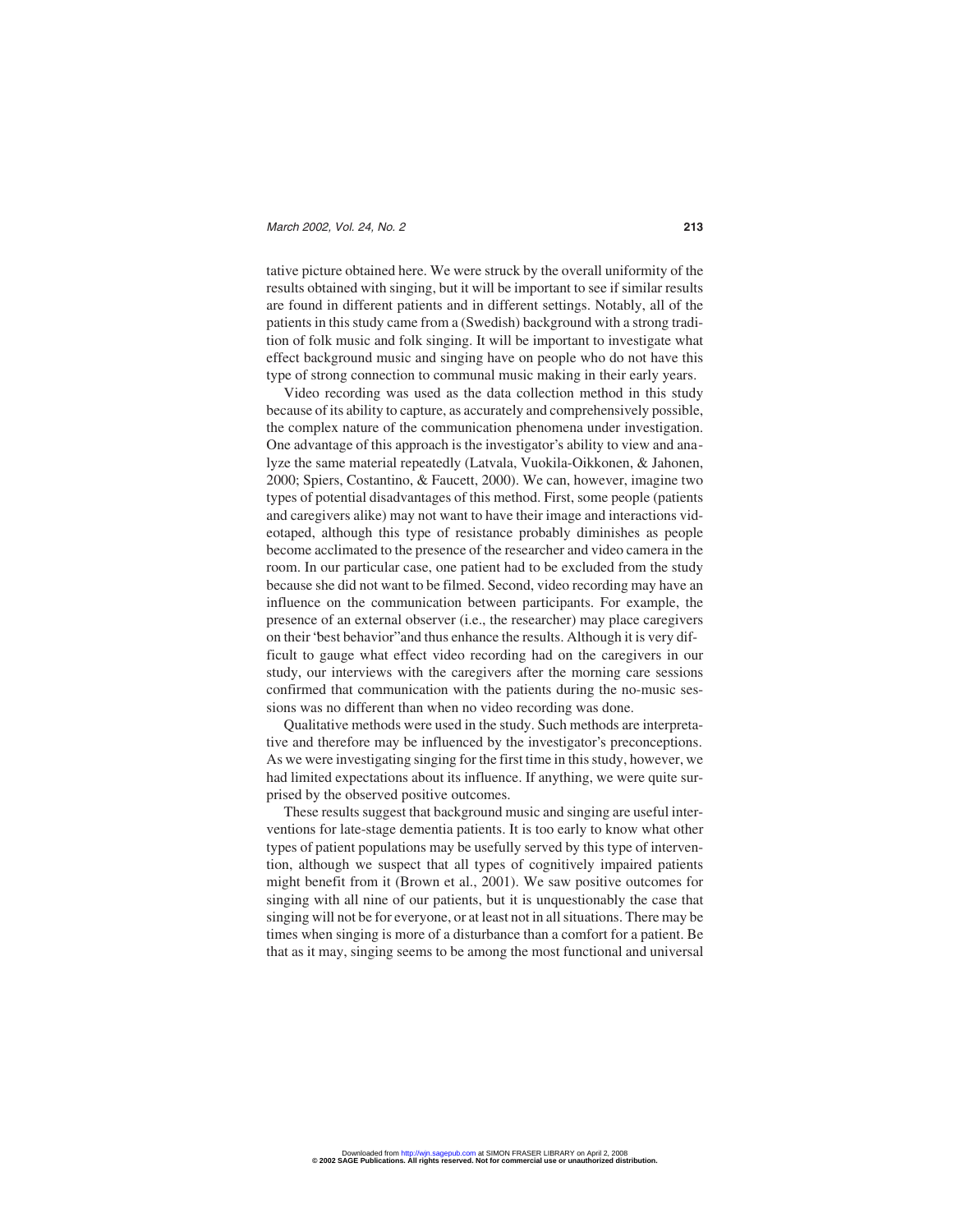tative picture obtained here. We were struck by the overall uniformity of the results obtained with singing, but it will be important to see if similar results are found in different patients and in different settings. Notably, all of the patients in this study came from a (Swedish) background with a strong tradition of folk music and folk singing. It will be important to investigate what effect background music and singing have on people who do not have this type of strong connection to communal music making in their early years.

Video recording was used as the data collection method in this study because of its ability to capture, as accurately and comprehensively possible, the complex nature of the communication phenomena under investigation. One advantage of this approach is the investigator's ability to view and analyze the same material repeatedly (Latvala, Vuokila-Oikkonen, & Jahonen, 2000; Spiers, Costantino, & Faucett, 2000). We can, however, imagine two types of potential disadvantages of this method. First, some people (patients and caregivers alike) may not want to have their image and interactions videotaped, although this type of resistance probably diminishes as people become acclimated to the presence of the researcher and video camera in the room. In our particular case, one patient had to be excluded from the study because she did not want to be filmed. Second, video recording may have an influence on the communication between participants. For example, the presence of an external observer (i.e., the researcher) may place caregivers on their "best behavior" and thus enhance the results. Although it is very difficult to gauge what effect video recording had on the caregivers in our study, our interviews with the caregivers after the morning care sessions confirmed that communication with the patients during the no-music sessions was no different than when no video recording was done.

Qualitative methods were used in the study. Such methods are interpretative and therefore may be influenced by the investigator's preconceptions. As we were investigating singing for the first time in this study, however, we had limited expectations about its influence. If anything, we were quite surprised by the observed positive outcomes.

These results suggest that background music and singing are useful interventions for late-stage dementia patients. It is too early to know what other types of patient populations may be usefully served by this type of intervention, although we suspect that all types of cognitively impaired patients might benefit from it (Brown et al., 2001). We saw positive outcomes for singing with all nine of our patients, but it is unquestionably the case that singing will not be for everyone, or at least not in all situations. There may be times when singing is more of a disturbance than a comfort for a patient. Be that as it may, singing seems to be among the most functional and universal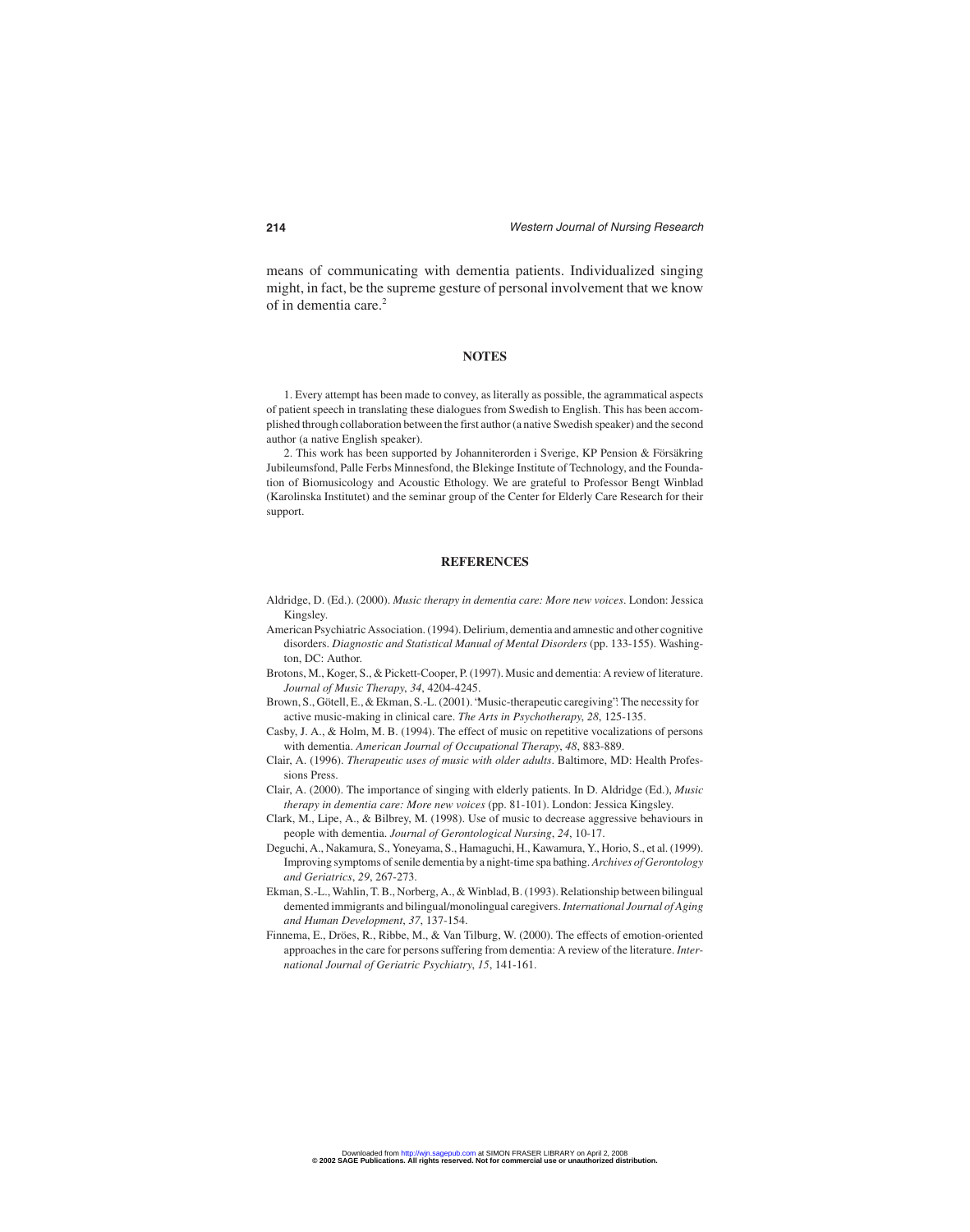means of communicating with dementia patients. Individualized singing might, in fact, be the supreme gesture of personal involvement that we know of in dementia care.[2]

## NOTES

1. Every attempt has been made to convey, as literally as possible, the agrammatical aspects of patient speech in translating these dialogues from Swedish to English. This has been accomplished through collaboration between the first author (a native Swedish speaker) and the second author (a native English speaker).

2. This work has been supported by Johanniterorden i Sverige, KP Pension & Försäkring Jubileumsfond, Palle Ferbs Minnesfond, the Blekinge Institute of Technology, and the Foundation of Biomusicology and Acoustic Ethology. We are grateful to Professor Bengt Winblad (Karolinska Institutet) and the seminar group of the Center for Elderly Care Research for their support.

## REFERENCES

Aldridge, D. (Ed.). (2000). *Music therapy in dementia care: More new voices*. London: Jessica Kingsley.

American Psychiatric Association. (1994). Delirium, dementia and amnestic and other cognitive disorders. *Diagnostic and Statistical Manual of Mental Disorders* (pp. 133-155). Washington, DC: Author.

Brotons, M., Koger, S., & Pickett-Cooper, P. (1997). Music and dementia: A review of literature. *Journal of Music Therapy*, *34*, 4204-4245.

Brown, S., Götell, E., & Ekman, S.-L. (2001). 'Music-therapeutic caregiving': The necessity for active music-making in clinical care. *The Arts in Psychotherapy*, *28*, 125-135.

Casby, J. A., & Holm, M. B. (1994). The effect of music on repetitive vocalizations of persons with dementia. *American Journal of Occupational Therapy*, *48*, 883-889.

Clair, A. (1996). *Therapeutic uses of music with older adults*. Baltimore, MD: Health Professions Press.

Clair, A. (2000). The importance of singing with elderly patients. In D. Aldridge (Ed.), *Music therapy in dementia care: More new voices* (pp. 81-101). London: Jessica Kingsley.

Clark, M., Lipe, A., & Bilbrey, M. (1998). Use of music to decrease aggressive behaviours in people with dementia. *Journal of Gerontological Nursing*, *24*, 10-17.

Deguchi, A., Nakamura, S., Yoneyama, S., Hamaguchi, H., Kawamura, Y., Horio, S., et al. (1999). Improving symptoms of senile dementia by a night-time spa bathing. *Archives of Gerontology and Geriatrics*, *29*, 267-273.

Ekman, S.-L., Wahlin, T. B., Norberg, A., & Winblad, B. (1993). Relationship between bilingual demented immigrants and bilingual/monolingual caregivers. *International Journal of Aging and Human Development*, *37*, 137-154.

Finnema, E., Dröes, R., Ribbe, M., & Van Tilburg, W. (2000). The effects of emotion-oriented approaches in the care for persons suffering from dementia: A review of the literature. *International Journal of Geriatric Psychiatry*, *15*, 141-161.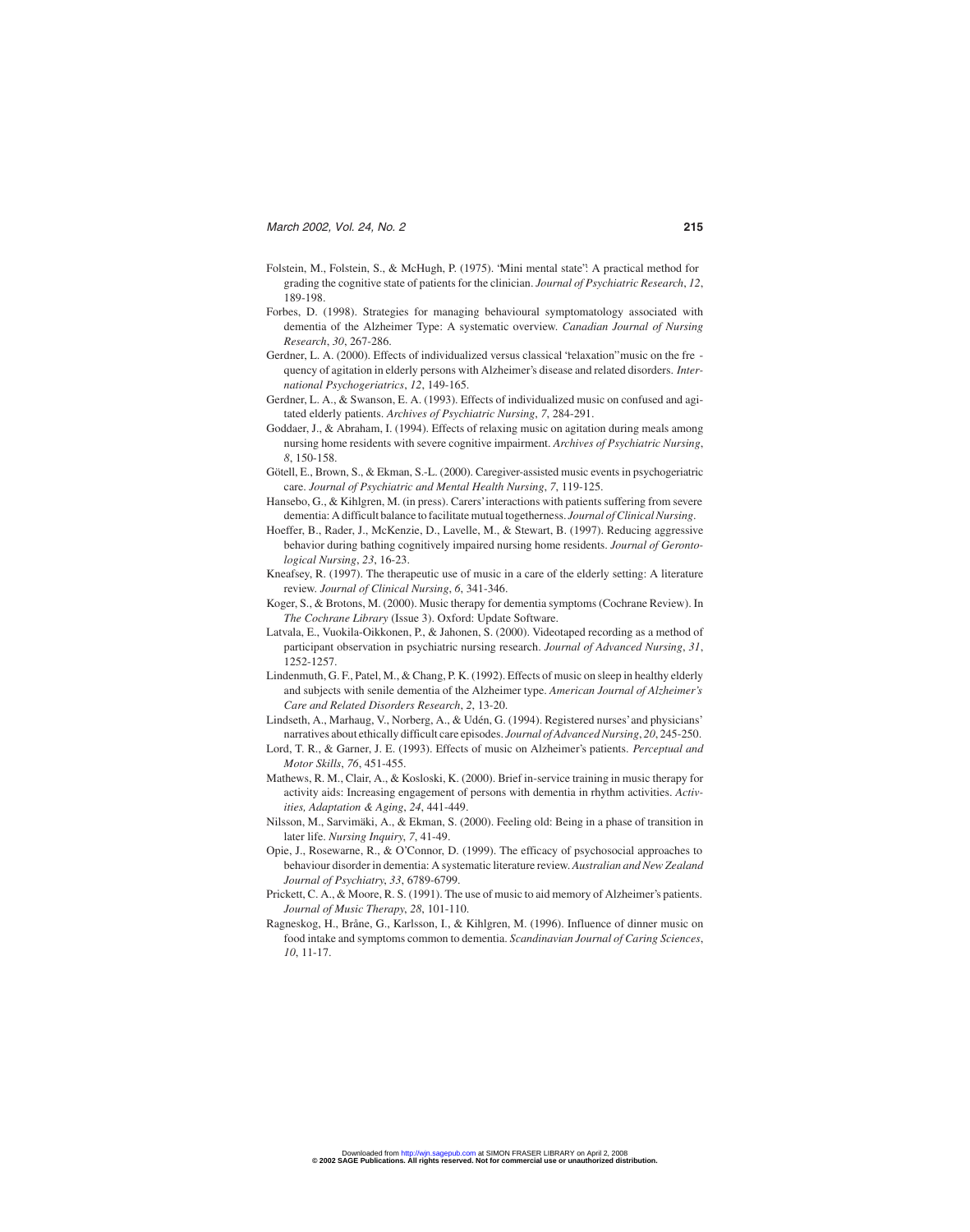Folstein, M., Folstein, S., & McHugh, P. (1975). 'Mini mental state': A practical method for grading the cognitive state of patients for the clinician. *Journal of Psychiatric Research*, *12*, 189-198.

Forbes, D. (1998). Strategies for managing behavioural symptomatology associated with dementia of the Alzheimer Type: A systematic overview. *Canadian Journal of Nursing Research*, *30*, 267-286.

Gerdner, L. A. (2000). Effects of individualized versus classical "relaxation" music on the frequency of agitation in elderly persons with Alzheimer's disease and related disorders. *International Psychogeriatrics*, *12*, 149-165.

Gerdner, L. A., & Swanson, E. A. (1993). Effects of individualized music on confused and agitated elderly patients. *Archives of Psychiatric Nursing*, *7*, 284-291.

Goddaer, J., & Abraham, I. (1994). Effects of relaxing music on agitation during meals among nursing home residents with severe cognitive impairment. *Archives of Psychiatric Nursing*, *8*, 150-158.

Götell, E., Brown, S., & Ekman, S.-L. (2000). Caregiver-assisted music events in psychogeriatric care. *Journal of Psychiatric and Mental Health Nursing*, *7*, 119-125.

Hansebo, G., & Kihlgren, M. (in press). Carers' interactions with patients suffering from severe dementia: A difficult balance to facilitate mutual togetherness. *Journal of Clinical Nursing*.

Hoeffer, B., Rader, J., McKenzie, D., Lavelle, M., & Stewart, B. (1997). Reducing aggressive behavior during bathing cognitively impaired nursing home residents. *Journal of Gerontological Nursing*, *23*, 16-23.

Kneafsey, R. (1997). The therapeutic use of music in a care of the elderly setting: A literature review. *Journal of Clinical Nursing*, *6*, 341-346.

Koger, S., & Brotons, M. (2000). Music therapy for dementia symptoms (Cochrane Review). In *The Cochrane Library* (Issue 3). Oxford: Update Software.

Latvala, E., Vuokila-Oikkonen, P., & Jahonen, S. (2000). Videotaped recording as a method of participant observation in psychiatric nursing research. *Journal of Advanced Nursing*, *31*, 1252-1257.

Lindenmuth, G. F., Patel, M., & Chang, P. K. (1992). Effects of music on sleep in healthy elderly and subjects with senile dementia of the Alzheimer type. *American Journal of Alzheimer's Care and Related Disorders Research*, *2*, 13-20.

Lindseth, A., Marhaug, V., Norberg, A., & Udén, G. (1994). Registered nurses' and physicians' narratives about ethically difficult care episodes. *Journal of Advanced Nursing*, *20*, 245-250.

Lord, T. R., & Garner, J. E. (1993). Effects of music on Alzheimer's patients. *Perceptual and Motor Skills*, *76*, 451-455.

Mathews, R. M., Clair, A., & Kosloski, K. (2000). Brief in-service training in music therapy for activity aids: Increasing engagement of persons with dementia in rhythm activities. *Activities, Adaptation & Aging*, *24*, 441-449.

Nilsson, M., Sarvimäki, A., & Ekman, S. (2000). Feeling old: Being in a phase of transition in later life. *Nursing Inquiry*, *7*, 41-49.

Opie, J., Rosewarne, R., & O'Connor, D. (1999). The efficacy of psychosocial approaches to behaviour disorder in dementia: A systematic literature review. *Australian and New Zealand Journal of Psychiatry*, *33*, 6789-6799.

Prickett, C. A., & Moore, R. S. (1991). The use of music to aid memory of Alzheimer's patients. *Journal of Music Therapy*, *28*, 101-110.

Ragneskog, H., Bråne, G., Karlsson, I., & Kihlgren, M. (1996). Influence of dinner music on food intake and symptoms common to dementia. *Scandinavian Journal of Caring Sciences*, *10*, 11-17.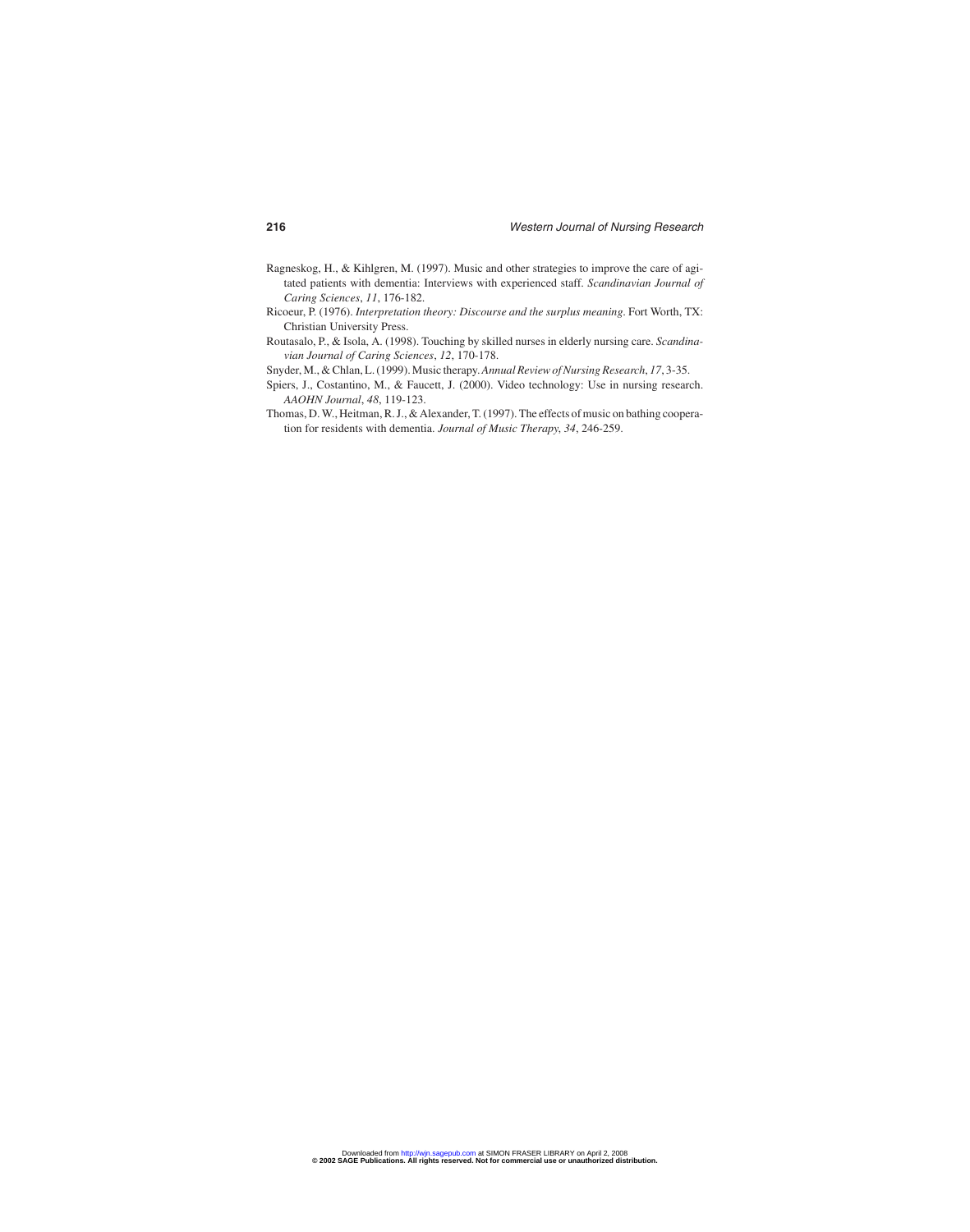Ragneskog, H., & Kihlgren, M. (1997). Music and other strategies to improve the care of agitated patients with dementia: Interviews with experienced staff. *Scandinavian Journal of Caring Sciences*, *11*, 176-182.

Ricoeur, P. (1976). *Interpretation theory: Discourse and the surplus meaning*. Fort Worth, TX: Christian University Press.

Routasalo, P., & Isola, A. (1998). Touching by skilled nurses in elderly nursing care. *Scandinavian Journal of Caring Sciences*, *12*, 170-178.

Snyder, M., & Chlan, L. (1999). Music therapy. *Annual Review of Nursing Research*, *17*, 3-35.

Spiers, J., Costantino, M., & Faucett, J. (2000). Video technology: Use in nursing research. *AAOHN Journal*, *48*, 119-123.

Thomas, D. W., Heitman, R. J., & Alexander, T. (1997). The effects of music on bathing cooperation for residents with dementia. *Journal of Music Therapy*, *34*, 246-259.